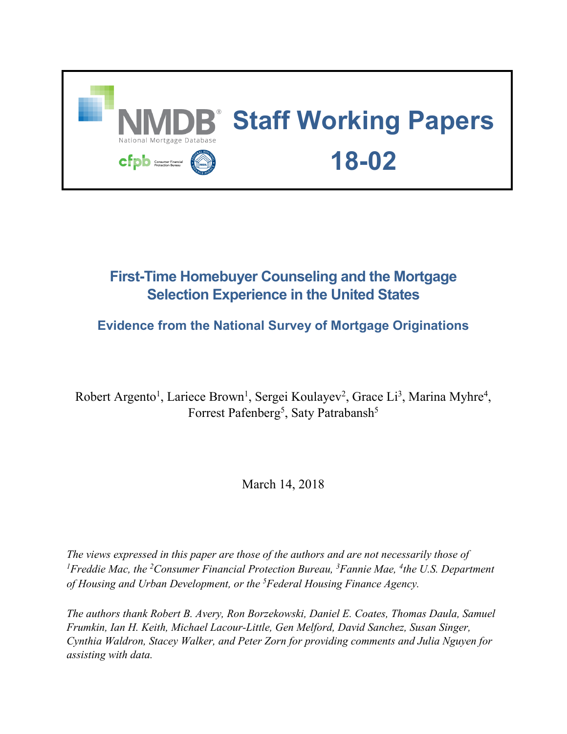NMDB® National Mortgage Database

cfpb Consumer Financial Protection Bureau

# Staff Working Papers 18-02

## First-Time Homebuyer Counseling and the Mortgage Selection Experience in the United States

### Evidence from the National Survey of Mortgage Originations

Robert Argento[1], Lariece Brown[1], Sergei Koulayev[2], Grace Li[3], Marina Myhre[4], Forrest Pafenberg[5], Saty Patrabansh[5]

March 14, 2018

*The views expressed in this paper are those of the authors and are not necessarily those of [1]Freddie Mac, the [2]Consumer Financial Protection Bureau, [3]Fannie Mae, [4]the U.S. Department of Housing and Urban Development, or the [5]Federal Housing Finance Agency.*

*The authors thank Robert B. Avery, Ron Borzekowski, Daniel E. Coates, Thomas Daula, Samuel Frumkin, Ian H. Keith, Michael Lacour-Little, Gen Melford, David Sanchez, Susan Singer, Cynthia Waldron, Stacey Walker, and Peter Zorn for providing comments and Julia Nguyen for assisting with data.*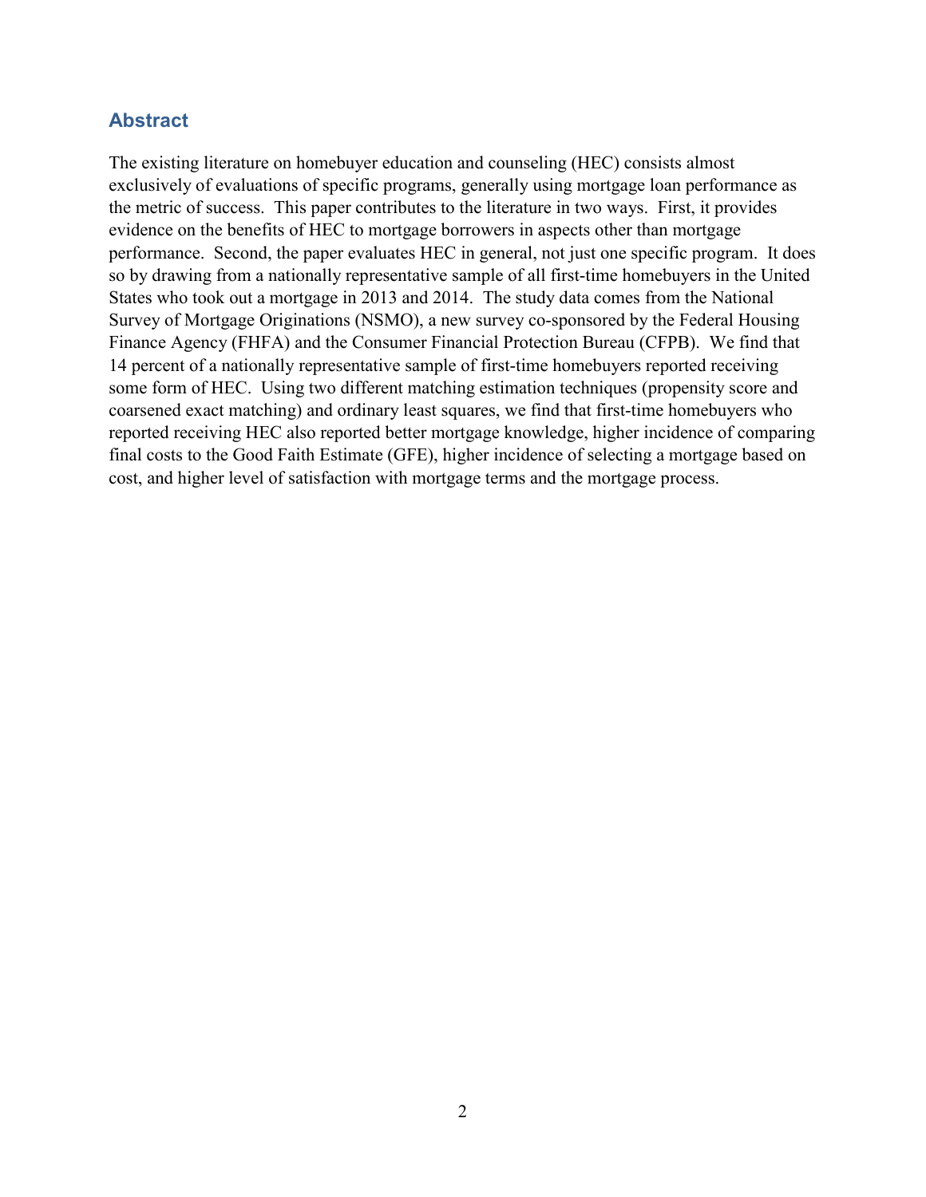## Abstract

The existing literature on homebuyer education and counseling (HEC) consists almost exclusively of evaluations of specific programs, generally using mortgage loan performance as the metric of success. This paper contributes to the literature in two ways. First, it provides evidence on the benefits of HEC to mortgage borrowers in aspects other than mortgage performance. Second, the paper evaluates HEC in general, not just one specific program. It does so by drawing from a nationally representative sample of all first-time homebuyers in the United States who took out a mortgage in 2013 and 2014. The study data comes from the National Survey of Mortgage Originations (NSMO), a new survey co-sponsored by the Federal Housing Finance Agency (FHFA) and the Consumer Financial Protection Bureau (CFPB). We find that 14 percent of a nationally representative sample of first-time homebuyers reported receiving some form of HEC. Using two different matching estimation techniques (propensity score and coarsened exact matching) and ordinary least squares, we find that first-time homebuyers who reported receiving HEC also reported better mortgage knowledge, higher incidence of comparing final costs to the Good Faith Estimate (GFE), higher incidence of selecting a mortgage based on cost, and higher level of satisfaction with mortgage terms and the mortgage process.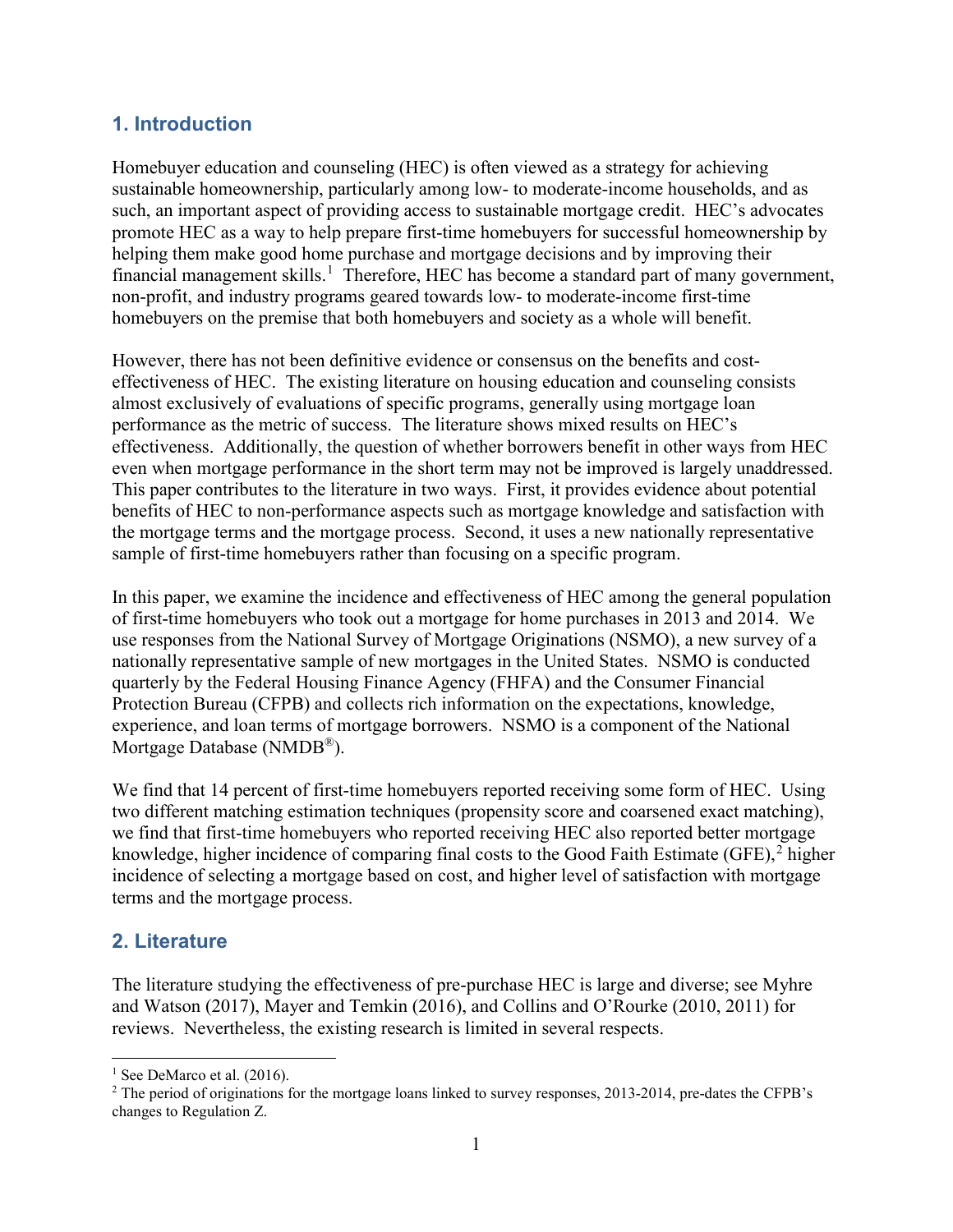## 1. Introduction

Homebuyer education and counseling (HEC) is often viewed as a strategy for achieving sustainable homeownership, particularly among low- to moderate-income households, and as such, an important aspect of providing access to sustainable mortgage credit. HEC's advocates promote HEC as a way to help prepare first-time homebuyers for successful homeownership by helping them make good home purchase and mortgage decisions and by improving their financial management skills.[1] Therefore, HEC has become a standard part of many government, non-profit, and industry programs geared towards low- to moderate-income first-time homebuyers on the premise that both homebuyers and society as a whole will benefit.

However, there has not been definitive evidence or consensus on the benefits and cost-effectiveness of HEC. The existing literature on housing education and counseling consists almost exclusively of evaluations of specific programs, generally using mortgage loan performance as the metric of success. The literature shows mixed results on HEC's effectiveness. Additionally, the question of whether borrowers benefit in other ways from HEC even when mortgage performance in the short term may not be improved is largely unaddressed. This paper contributes to the literature in two ways. First, it provides evidence about potential benefits of HEC to non-performance aspects such as mortgage knowledge and satisfaction with the mortgage terms and the mortgage process. Second, it uses a new nationally representative sample of first-time homebuyers rather than focusing on a specific program.

In this paper, we examine the incidence and effectiveness of HEC among the general population of first-time homebuyers who took out a mortgage for home purchases in 2013 and 2014. We use responses from the National Survey of Mortgage Originations (NSMO), a new survey of a nationally representative sample of new mortgages in the United States. NSMO is conducted quarterly by the Federal Housing Finance Agency (FHFA) and the Consumer Financial Protection Bureau (CFPB) and collects rich information on the expectations, knowledge, experience, and loan terms of mortgage borrowers. NSMO is a component of the National Mortgage Database (NMDB®).

We find that 14 percent of first-time homebuyers reported receiving some form of HEC. Using two different matching estimation techniques (propensity score and coarsened exact matching), we find that first-time homebuyers who reported receiving HEC also reported better mortgage knowledge, higher incidence of comparing final costs to the Good Faith Estimate (GFE),[2] higher incidence of selecting a mortgage based on cost, and higher level of satisfaction with mortgage terms and the mortgage process.

## 2. Literature

The literature studying the effectiveness of pre-purchase HEC is large and diverse; see Myhre and Watson (2017), Mayer and Temkin (2016), and Collins and O'Rourke (2010, 2011) for reviews. Nevertheless, the existing research is limited in several respects.

---

[1] See DeMarco et al. (2016).

[2] The period of originations for the mortgage loans linked to survey responses, 2013-2014, pre-dates the CFPB's changes to Regulation Z.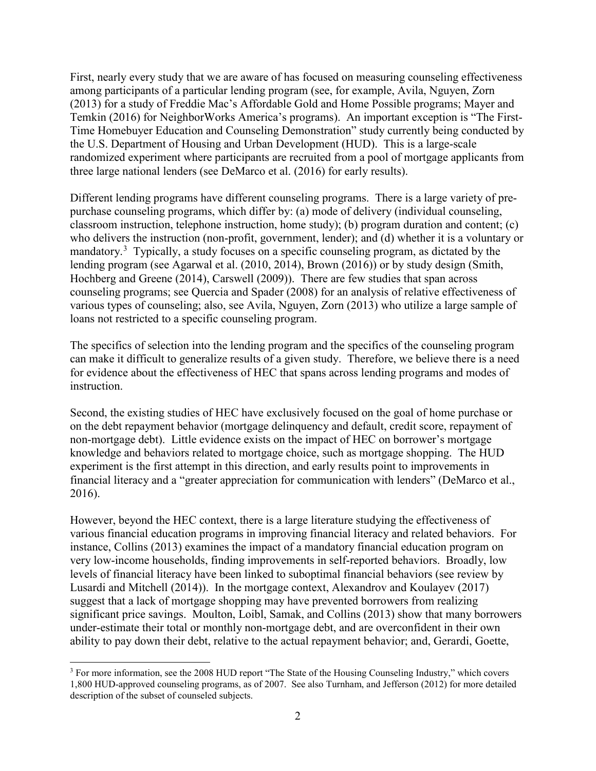First, nearly every study that we are aware of has focused on measuring counseling effectiveness among participants of a particular lending program (see, for example, Avila, Nguyen, Zorn (2013) for a study of Freddie Mac's Affordable Gold and Home Possible programs; Mayer and Temkin (2016) for NeighborWorks America's programs). An important exception is "The First-Time Homebuyer Education and Counseling Demonstration" study currently being conducted by the U.S. Department of Housing and Urban Development (HUD). This is a large-scale randomized experiment where participants are recruited from a pool of mortgage applicants from three large national lenders (see DeMarco et al. (2016) for early results).

Different lending programs have different counseling programs. There is a large variety of pre-purchase counseling programs, which differ by: (a) mode of delivery (individual counseling, classroom instruction, telephone instruction, home study); (b) program duration and content; (c) who delivers the instruction (non-profit, government, lender); and (d) whether it is a voluntary or mandatory.[3] Typically, a study focuses on a specific counseling program, as dictated by the lending program (see Agarwal et al. (2010, 2014), Brown (2016)) or by study design (Smith, Hochberg and Greene (2014), Carswell (2009)). There are few studies that span across counseling programs; see Quercia and Spader (2008) for an analysis of relative effectiveness of various types of counseling; also, see Avila, Nguyen, Zorn (2013) who utilize a large sample of loans not restricted to a specific counseling program.

The specifics of selection into the lending program and the specifics of the counseling program can make it difficult to generalize results of a given study. Therefore, we believe there is a need for evidence about the effectiveness of HEC that spans across lending programs and modes of instruction.

Second, the existing studies of HEC have exclusively focused on the goal of home purchase or on the debt repayment behavior (mortgage delinquency and default, credit score, repayment of non-mortgage debt). Little evidence exists on the impact of HEC on borrower's mortgage knowledge and behaviors related to mortgage choice, such as mortgage shopping. The HUD experiment is the first attempt in this direction, and early results point to improvements in financial literacy and a "greater appreciation for communication with lenders" (DeMarco et al., 2016).

However, beyond the HEC context, there is a large literature studying the effectiveness of various financial education programs in improving financial literacy and related behaviors. For instance, Collins (2013) examines the impact of a mandatory financial education program on very low-income households, finding improvements in self-reported behaviors. Broadly, low levels of financial literacy have been linked to suboptimal financial behaviors (see review by Lusardi and Mitchell (2014)). In the mortgage context, Alexandrov and Koulayev (2017) suggest that a lack of mortgage shopping may have prevented borrowers from realizing significant price savings. Moulton, Loibl, Samak, and Collins (2013) show that many borrowers under-estimate their total or monthly non-mortgage debt, and are overconfident in their own ability to pay down their debt, relative to the actual repayment behavior; and, Gerardi, Goette,

[3] For more information, see the 2008 HUD report "The State of the Housing Counseling Industry," which covers 1,800 HUD-approved counseling programs, as of 2007. See also Turnham, and Jefferson (2012) for more detailed description of the subset of counseled subjects.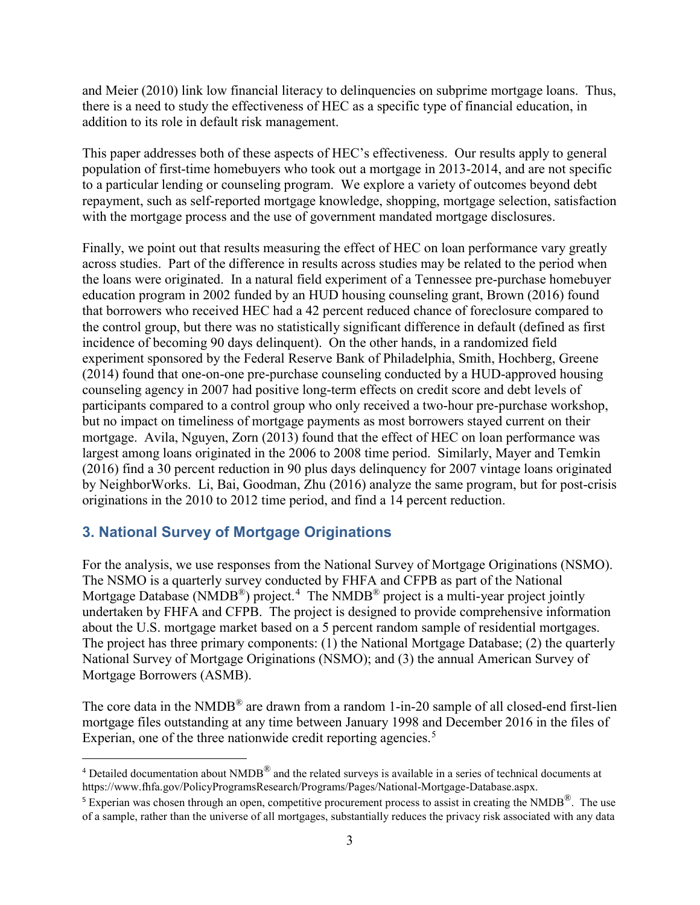and Meier (2010) link low financial literacy to delinquencies on subprime mortgage loans. Thus, there is a need to study the effectiveness of HEC as a specific type of financial education, in addition to its role in default risk management.

This paper addresses both of these aspects of HEC's effectiveness. Our results apply to general population of first-time homebuyers who took out a mortgage in 2013-2014, and are not specific to a particular lending or counseling program. We explore a variety of outcomes beyond debt repayment, such as self-reported mortgage knowledge, shopping, mortgage selection, satisfaction with the mortgage process and the use of government mandated mortgage disclosures.

Finally, we point out that results measuring the effect of HEC on loan performance vary greatly across studies. Part of the difference in results across studies may be related to the period when the loans were originated. In a natural field experiment of a Tennessee pre-purchase homebuyer education program in 2002 funded by an HUD housing counseling grant, Brown (2016) found that borrowers who received HEC had a 42 percent reduced chance of foreclosure compared to the control group, but there was no statistically significant difference in default (defined as first incidence of becoming 90 days delinquent). On the other hands, in a randomized field experiment sponsored by the Federal Reserve Bank of Philadelphia, Smith, Hochberg, Greene (2014) found that one-on-one pre-purchase counseling conducted by a HUD-approved housing counseling agency in 2007 had positive long-term effects on credit score and debt levels of participants compared to a control group who only received a two-hour pre-purchase workshop, but no impact on timeliness of mortgage payments as most borrowers stayed current on their mortgage. Avila, Nguyen, Zorn (2013) found that the effect of HEC on loan performance was largest among loans originated in the 2006 to 2008 time period. Similarly, Mayer and Temkin (2016) find a 30 percent reduction in 90 plus days delinquency for 2007 vintage loans originated by NeighborWorks. Li, Bai, Goodman, Zhu (2016) analyze the same program, but for post-crisis originations in the 2010 to 2012 time period, and find a 14 percent reduction.

## 3. National Survey of Mortgage Originations

For the analysis, we use responses from the National Survey of Mortgage Originations (NSMO). The NSMO is a quarterly survey conducted by FHFA and CFPB as part of the National Mortgage Database (NMDB®) project.[4] The NMDB® project is a multi-year project jointly undertaken by FHFA and CFPB. The project is designed to provide comprehensive information about the U.S. mortgage market based on a 5 percent random sample of residential mortgages. The project has three primary components: (1) the National Mortgage Database; (2) the quarterly National Survey of Mortgage Originations (NSMO); and (3) the annual American Survey of Mortgage Borrowers (ASMB).

The core data in the NMDB® are drawn from a random 1-in-20 sample of all closed-end first-lien mortgage files outstanding at any time between January 1998 and December 2016 in the files of Experian, one of the three nationwide credit reporting agencies.[5]

[4] Detailed documentation about NMDB® and the related surveys is available in a series of technical documents at https://www.fhfa.gov/PolicyProgramsResearch/Programs/Pages/National-Mortgage-Database.aspx.

[5] Experian was chosen through an open, competitive procurement process to assist in creating the NMDB®. The use of a sample, rather than the universe of all mortgages, substantially reduces the privacy risk associated with any data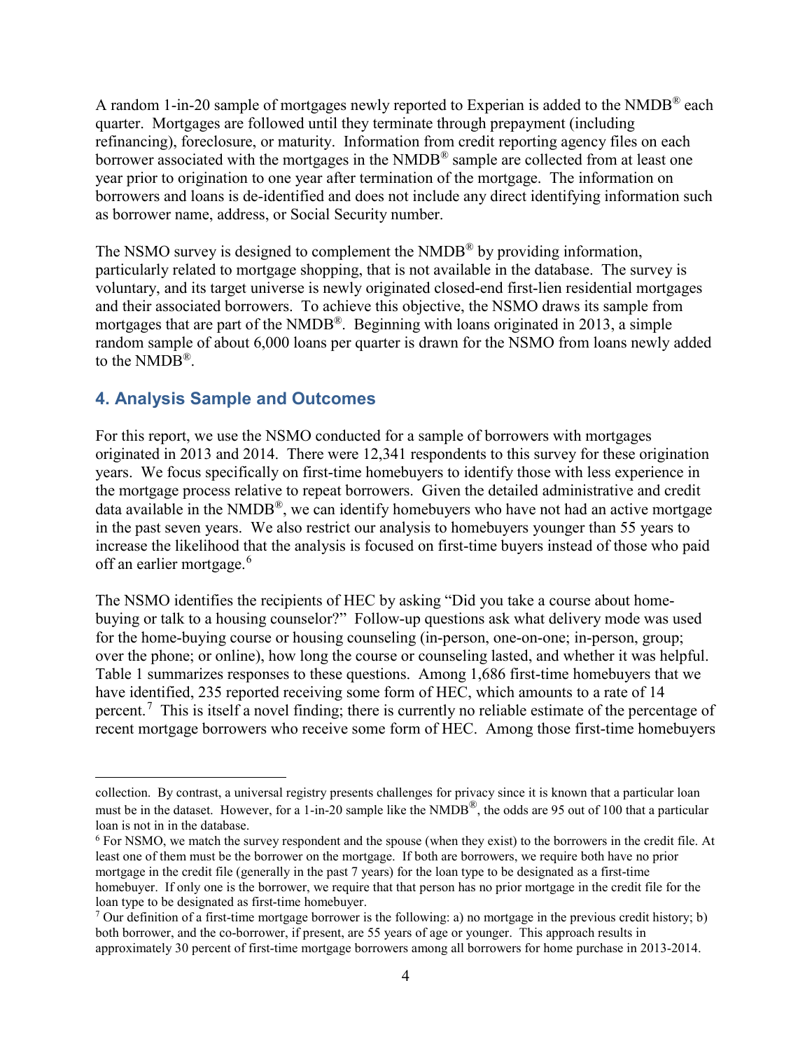A random 1-in-20 sample of mortgages newly reported to Experian is added to the NMDB® each quarter. Mortgages are followed until they terminate through prepayment (including refinancing), foreclosure, or maturity. Information from credit reporting agency files on each borrower associated with the mortgages in the NMDB® sample are collected from at least one year prior to origination to one year after termination of the mortgage. The information on borrowers and loans is de-identified and does not include any direct identifying information such as borrower name, address, or Social Security number.

The NSMO survey is designed to complement the NMDB® by providing information, particularly related to mortgage shopping, that is not available in the database. The survey is voluntary, and its target universe is newly originated closed-end first-lien residential mortgages and their associated borrowers. To achieve this objective, the NSMO draws its sample from mortgages that are part of the NMDB®. Beginning with loans originated in 2013, a simple random sample of about 6,000 loans per quarter is drawn for the NSMO from loans newly added to the NMDB®.

## 4. Analysis Sample and Outcomes

For this report, we use the NSMO conducted for a sample of borrowers with mortgages originated in 2013 and 2014. There were 12,341 respondents to this survey for these origination years. We focus specifically on first-time homebuyers to identify those with less experience in the mortgage process relative to repeat borrowers. Given the detailed administrative and credit data available in the NMDB®, we can identify homebuyers who have not had an active mortgage in the past seven years. We also restrict our analysis to homebuyers younger than 55 years to increase the likelihood that the analysis is focused on first-time buyers instead of those who paid off an earlier mortgage.[6]

The NSMO identifies the recipients of HEC by asking "Did you take a course about home-buying or talk to a housing counselor?" Follow-up questions ask what delivery mode was used for the home-buying course or housing counseling (in-person, one-on-one; in-person, group; over the phone; or online), how long the course or counseling lasted, and whether it was helpful. Table 1 summarizes responses to these questions. Among 1,686 first-time homebuyers that we have identified, 235 reported receiving some form of HEC, which amounts to a rate of 14 percent.[7] This is itself a novel finding; there is currently no reliable estimate of the percentage of recent mortgage borrowers who receive some form of HEC. Among those first-time homebuyers

---

collection. By contrast, a universal registry presents challenges for privacy since it is known that a particular loan must be in the dataset. However, for a 1-in-20 sample like the NMDB®, the odds are 95 out of 100 that a particular loan is not in in the database.

[6] For NSMO, we match the survey respondent and the spouse (when they exist) to the borrowers in the credit file. At least one of them must be the borrower on the mortgage. If both are borrowers, we require both have no prior mortgage in the credit file (generally in the past 7 years) for the loan type to be designated as a first-time homebuyer. If only one is the borrower, we require that that person has no prior mortgage in the credit file for the loan type to be designated as first-time homebuyer.

[7] Our definition of a first-time mortgage borrower is the following: a) no mortgage in the previous credit history; b) both borrower, and the co-borrower, if present, are 55 years of age or younger. This approach results in approximately 30 percent of first-time mortgage borrowers among all borrowers for home purchase in 2013-2014.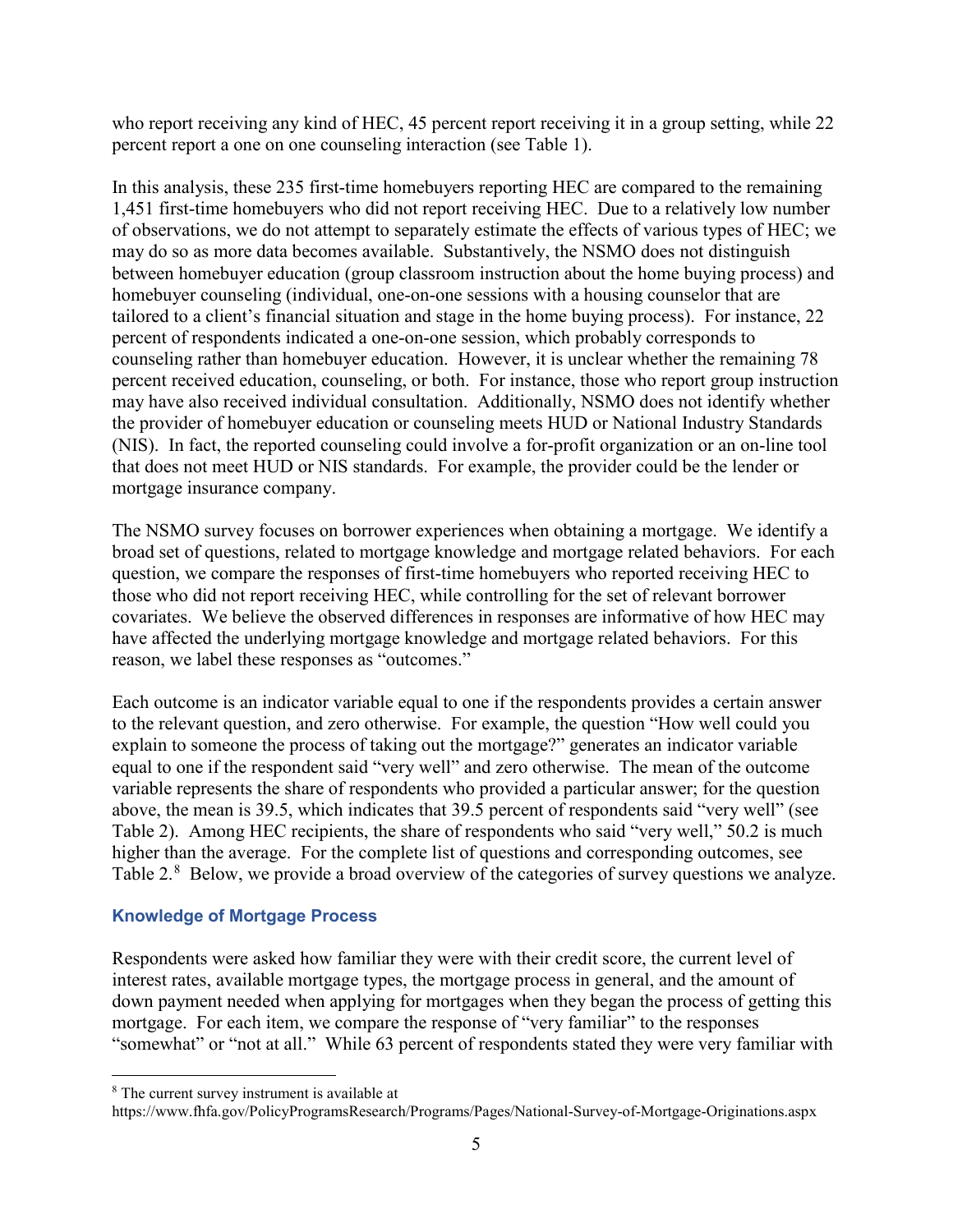who report receiving any kind of HEC, 45 percent report receiving it in a group setting, while 22 percent report a one on one counseling interaction (see Table 1).

In this analysis, these 235 first-time homebuyers reporting HEC are compared to the remaining 1,451 first-time homebuyers who did not report receiving HEC. Due to a relatively low number of observations, we do not attempt to separately estimate the effects of various types of HEC; we may do so as more data becomes available. Substantively, the NSMO does not distinguish between homebuyer education (group classroom instruction about the home buying process) and homebuyer counseling (individual, one-on-one sessions with a housing counselor that are tailored to a client's financial situation and stage in the home buying process). For instance, 22 percent of respondents indicated a one-on-one session, which probably corresponds to counseling rather than homebuyer education. However, it is unclear whether the remaining 78 percent received education, counseling, or both. For instance, those who report group instruction may have also received individual consultation. Additionally, NSMO does not identify whether the provider of homebuyer education or counseling meets HUD or National Industry Standards (NIS). In fact, the reported counseling could involve a for-profit organization or an on-line tool that does not meet HUD or NIS standards. For example, the provider could be the lender or mortgage insurance company.

The NSMO survey focuses on borrower experiences when obtaining a mortgage. We identify a broad set of questions, related to mortgage knowledge and mortgage related behaviors. For each question, we compare the responses of first-time homebuyers who reported receiving HEC to those who did not report receiving HEC, while controlling for the set of relevant borrower covariates. We believe the observed differences in responses are informative of how HEC may have affected the underlying mortgage knowledge and mortgage related behaviors. For this reason, we label these responses as "outcomes."

Each outcome is an indicator variable equal to one if the respondents provides a certain answer to the relevant question, and zero otherwise. For example, the question "How well could you explain to someone the process of taking out the mortgage?" generates an indicator variable equal to one if the respondent said "very well" and zero otherwise. The mean of the outcome variable represents the share of respondents who provided a particular answer; for the question above, the mean is 39.5, which indicates that 39.5 percent of respondents said "very well" (see Table 2). Among HEC recipients, the share of respondents who said "very well," 50.2 is much higher than the average. For the complete list of questions and corresponding outcomes, see Table 2.[8] Below, we provide a broad overview of the categories of survey questions we analyze.

### Knowledge of Mortgage Process

Respondents were asked how familiar they were with their credit score, the current level of interest rates, available mortgage types, the mortgage process in general, and the amount of down payment needed when applying for mortgages when they began the process of getting this mortgage. For each item, we compare the response of "very familiar" to the responses "somewhat" or "not at all." While 63 percent of respondents stated they were very familiar with

[8] The current survey instrument is available at https://www.fhfa.gov/PolicyProgramsResearch/Programs/Pages/National-Survey-of-Mortgage-Originations.aspx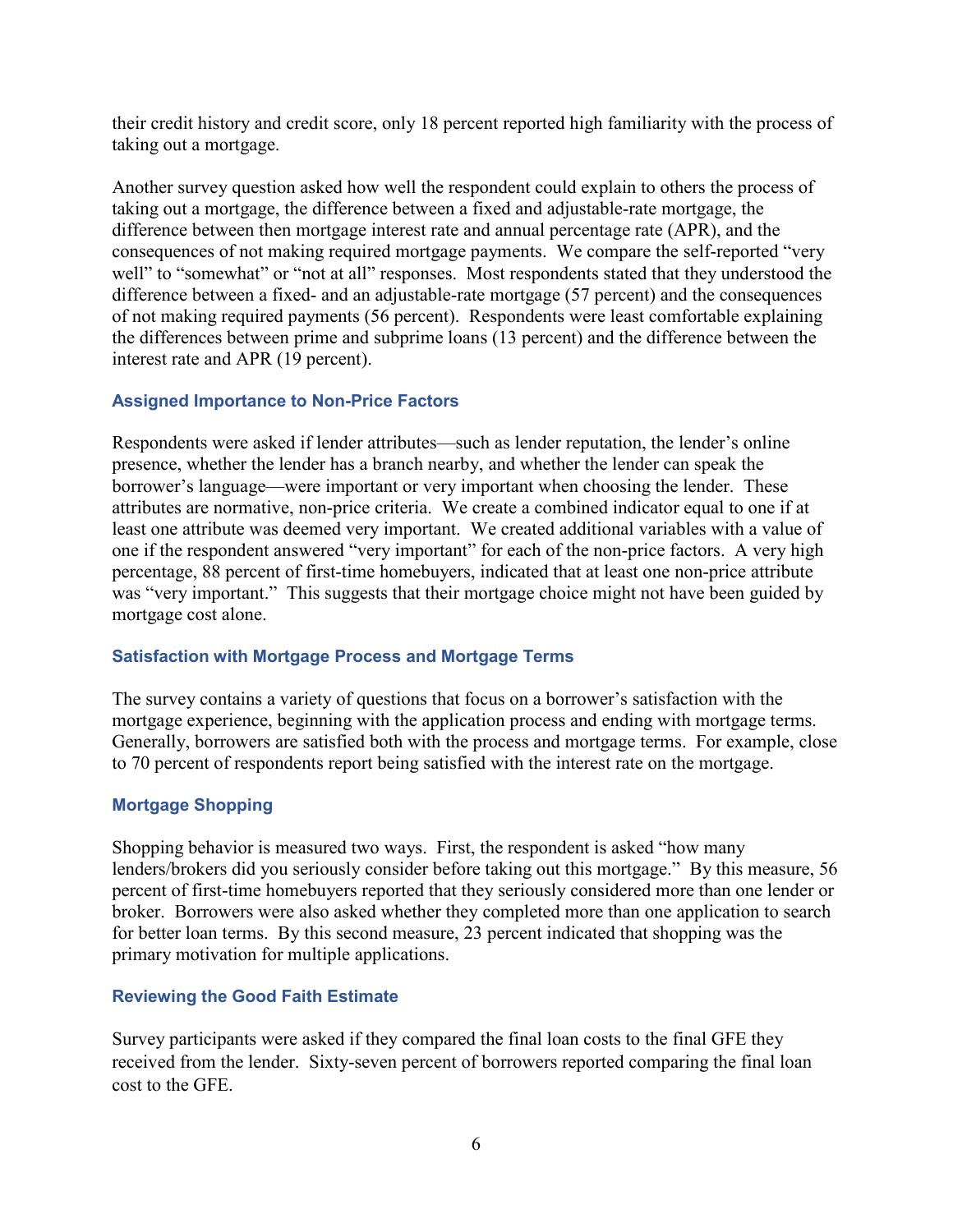their credit history and credit score, only 18 percent reported high familiarity with the process of taking out a mortgage.

Another survey question asked how well the respondent could explain to others the process of taking out a mortgage, the difference between a fixed and adjustable-rate mortgage, the difference between then mortgage interest rate and annual percentage rate (APR), and the consequences of not making required mortgage payments. We compare the self-reported "very well" to "somewhat" or "not at all" responses. Most respondents stated that they understood the difference between a fixed- and an adjustable-rate mortgage (57 percent) and the consequences of not making required payments (56 percent). Respondents were least comfortable explaining the differences between prime and subprime loans (13 percent) and the difference between the interest rate and APR (19 percent).

### Assigned Importance to Non-Price Factors

Respondents were asked if lender attributes—such as lender reputation, the lender's online presence, whether the lender has a branch nearby, and whether the lender can speak the borrower's language—were important or very important when choosing the lender. These attributes are normative, non-price criteria. We create a combined indicator equal to one if at least one attribute was deemed very important. We created additional variables with a value of one if the respondent answered "very important" for each of the non-price factors. A very high percentage, 88 percent of first-time homebuyers, indicated that at least one non-price attribute was "very important." This suggests that their mortgage choice might not have been guided by mortgage cost alone.

### Satisfaction with Mortgage Process and Mortgage Terms

The survey contains a variety of questions that focus on a borrower's satisfaction with the mortgage experience, beginning with the application process and ending with mortgage terms. Generally, borrowers are satisfied both with the process and mortgage terms. For example, close to 70 percent of respondents report being satisfied with the interest rate on the mortgage.

### Mortgage Shopping

Shopping behavior is measured two ways. First, the respondent is asked "how many lenders/brokers did you seriously consider before taking out this mortgage." By this measure, 56 percent of first-time homebuyers reported that they seriously considered more than one lender or broker. Borrowers were also asked whether they completed more than one application to search for better loan terms. By this second measure, 23 percent indicated that shopping was the primary motivation for multiple applications.

### Reviewing the Good Faith Estimate

Survey participants were asked if they compared the final loan costs to the final GFE they received from the lender. Sixty-seven percent of borrowers reported comparing the final loan cost to the GFE.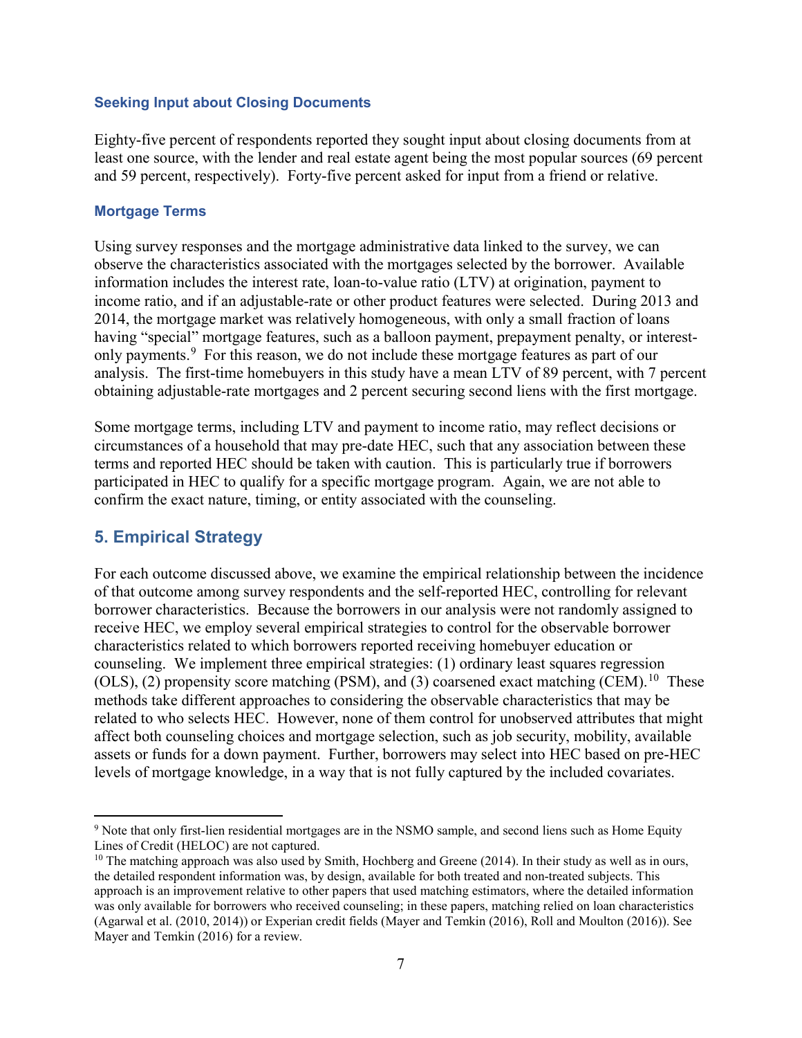### Seeking Input about Closing Documents

Eighty-five percent of respondents reported they sought input about closing documents from at least one source, with the lender and real estate agent being the most popular sources (69 percent and 59 percent, respectively). Forty-five percent asked for input from a friend or relative.

### Mortgage Terms

Using survey responses and the mortgage administrative data linked to the survey, we can observe the characteristics associated with the mortgages selected by the borrower. Available information includes the interest rate, loan-to-value ratio (LTV) at origination, payment to income ratio, and if an adjustable-rate or other product features were selected. During 2013 and 2014, the mortgage market was relatively homogeneous, with only a small fraction of loans having "special" mortgage features, such as a balloon payment, prepayment penalty, or interest-only payments.[9] For this reason, we do not include these mortgage features as part of our analysis. The first-time homebuyers in this study have a mean LTV of 89 percent, with 7 percent obtaining adjustable-rate mortgages and 2 percent securing second liens with the first mortgage.

Some mortgage terms, including LTV and payment to income ratio, may reflect decisions or circumstances of a household that may pre-date HEC, such that any association between these terms and reported HEC should be taken with caution. This is particularly true if borrowers participated in HEC to qualify for a specific mortgage program. Again, we are not able to confirm the exact nature, timing, or entity associated with the counseling.

## 5. Empirical Strategy

For each outcome discussed above, we examine the empirical relationship between the incidence of that outcome among survey respondents and the self-reported HEC, controlling for relevant borrower characteristics. Because the borrowers in our analysis were not randomly assigned to receive HEC, we employ several empirical strategies to control for the observable borrower characteristics related to which borrowers reported receiving homebuyer education or counseling. We implement three empirical strategies: (1) ordinary least squares regression (OLS), (2) propensity score matching (PSM), and (3) coarsened exact matching (CEM).[10] These methods take different approaches to considering the observable characteristics that may be related to who selects HEC. However, none of them control for unobserved attributes that might affect both counseling choices and mortgage selection, such as job security, mobility, available assets or funds for a down payment. Further, borrowers may select into HEC based on pre-HEC levels of mortgage knowledge, in a way that is not fully captured by the included covariates.

---

[9] Note that only first-lien residential mortgages are in the NSMO sample, and second liens such as Home Equity Lines of Credit (HELOC) are not captured.

[10] The matching approach was also used by Smith, Hochberg and Greene (2014). In their study as well as in ours, the detailed respondent information was, by design, available for both treated and non-treated subjects. This approach is an improvement relative to other papers that used matching estimators, where the detailed information was only available for borrowers who received counseling; in these papers, matching relied on loan characteristics (Agarwal et al. (2010, 2014)) or Experian credit fields (Mayer and Temkin (2016), Roll and Moulton (2016)). See Mayer and Temkin (2016) for a review.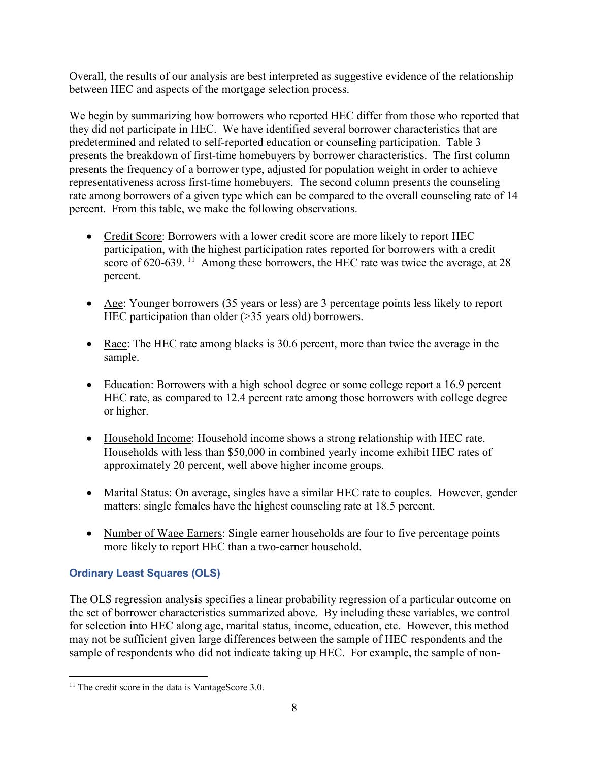Overall, the results of our analysis are best interpreted as suggestive evidence of the relationship between HEC and aspects of the mortgage selection process.

We begin by summarizing how borrowers who reported HEC differ from those who reported that they did not participate in HEC. We have identified several borrower characteristics that are predetermined and related to self-reported education or counseling participation. Table 3 presents the breakdown of first-time homebuyers by borrower characteristics. The first column presents the frequency of a borrower type, adjusted for population weight in order to achieve representativeness across first-time homebuyers. The second column presents the counseling rate among borrowers of a given type which can be compared to the overall counseling rate of 14 percent. From this table, we make the following observations.

- Credit Score: Borrowers with a lower credit score are more likely to report HEC participation, with the highest participation rates reported for borrowers with a credit score of 620-639.[11] Among these borrowers, the HEC rate was twice the average, at 28 percent.
- Age: Younger borrowers (35 years or less) are 3 percentage points less likely to report HEC participation than older (>35 years old) borrowers.
- Race: The HEC rate among blacks is 30.6 percent, more than twice the average in the sample.
- Education: Borrowers with a high school degree or some college report a 16.9 percent HEC rate, as compared to 12.4 percent rate among those borrowers with college degree or higher.
- Household Income: Household income shows a strong relationship with HEC rate. Households with less than $50,000 in combined yearly income exhibit HEC rates of approximately 20 percent, well above higher income groups.
- Marital Status: On average, singles have a similar HEC rate to couples. However, gender matters: single females have the highest counseling rate at 18.5 percent.
- Number of Wage Earners: Single earner households are four to five percentage points more likely to report HEC than a two-earner household.

### Ordinary Least Squares (OLS)

The OLS regression analysis specifies a linear probability regression of a particular outcome on the set of borrower characteristics summarized above. By including these variables, we control for selection into HEC along age, marital status, income, education, etc. However, this method may not be sufficient given large differences between the sample of HEC respondents and the sample of respondents who did not indicate taking up HEC. For example, the sample of non-

[11] The credit score in the data is VantageScore 3.0.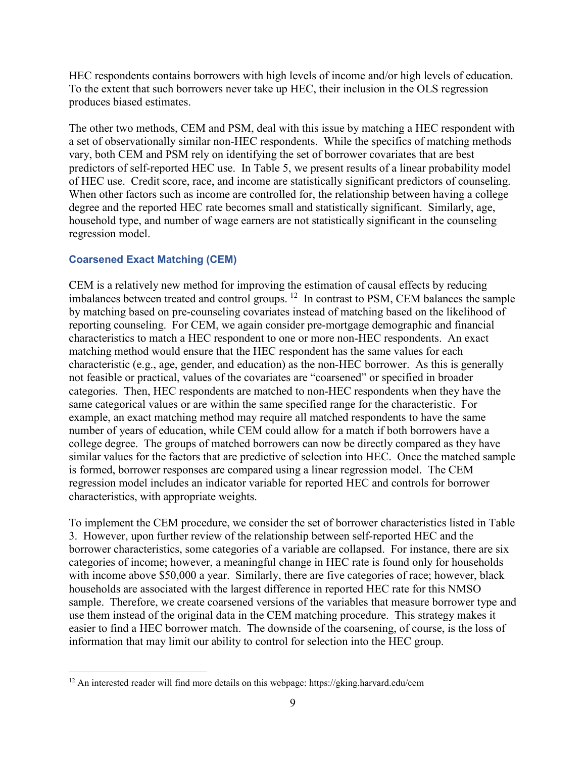HEC respondents contains borrowers with high levels of income and/or high levels of education. To the extent that such borrowers never take up HEC, their inclusion in the OLS regression produces biased estimates.

The other two methods, CEM and PSM, deal with this issue by matching a HEC respondent with a set of observationally similar non-HEC respondents. While the specifics of matching methods vary, both CEM and PSM rely on identifying the set of borrower covariates that are best predictors of self-reported HEC use. In Table 5, we present results of a linear probability model of HEC use. Credit score, race, and income are statistically significant predictors of counseling. When other factors such as income are controlled for, the relationship between having a college degree and the reported HEC rate becomes small and statistically significant. Similarly, age, household type, and number of wage earners are not statistically significant in the counseling regression model.

### Coarsened Exact Matching (CEM)

CEM is a relatively new method for improving the estimation of causal effects by reducing imbalances between treated and control groups. [12] In contrast to PSM, CEM balances the sample by matching based on pre-counseling covariates instead of matching based on the likelihood of reporting counseling. For CEM, we again consider pre-mortgage demographic and financial characteristics to match a HEC respondent to one or more non-HEC respondents. An exact matching method would ensure that the HEC respondent has the same values for each characteristic (e.g., age, gender, and education) as the non-HEC borrower. As this is generally not feasible or practical, values of the covariates are "coarsened" or specified in broader categories. Then, HEC respondents are matched to non-HEC respondents when they have the same categorical values or are within the same specified range for the characteristic. For example, an exact matching method may require all matched respondents to have the same number of years of education, while CEM could allow for a match if both borrowers have a college degree. The groups of matched borrowers can now be directly compared as they have similar values for the factors that are predictive of selection into HEC. Once the matched sample is formed, borrower responses are compared using a linear regression model. The CEM regression model includes an indicator variable for reported HEC and controls for borrower characteristics, with appropriate weights.

To implement the CEM procedure, we consider the set of borrower characteristics listed in Table 3. However, upon further review of the relationship between self-reported HEC and the borrower characteristics, some categories of a variable are collapsed. For instance, there are six categories of income; however, a meaningful change in HEC rate is found only for households with income above $50,000 a year. Similarly, there are five categories of race; however, black households are associated with the largest difference in reported HEC rate for this NMSO sample. Therefore, we create coarsened versions of the variables that measure borrower type and use them instead of the original data in the CEM matching procedure. This strategy makes it easier to find a HEC borrower match. The downside of the coarsening, of course, is the loss of information that may limit our ability to control for selection into the HEC group.

[12] An interested reader will find more details on this webpage: https://gking.harvard.edu/cem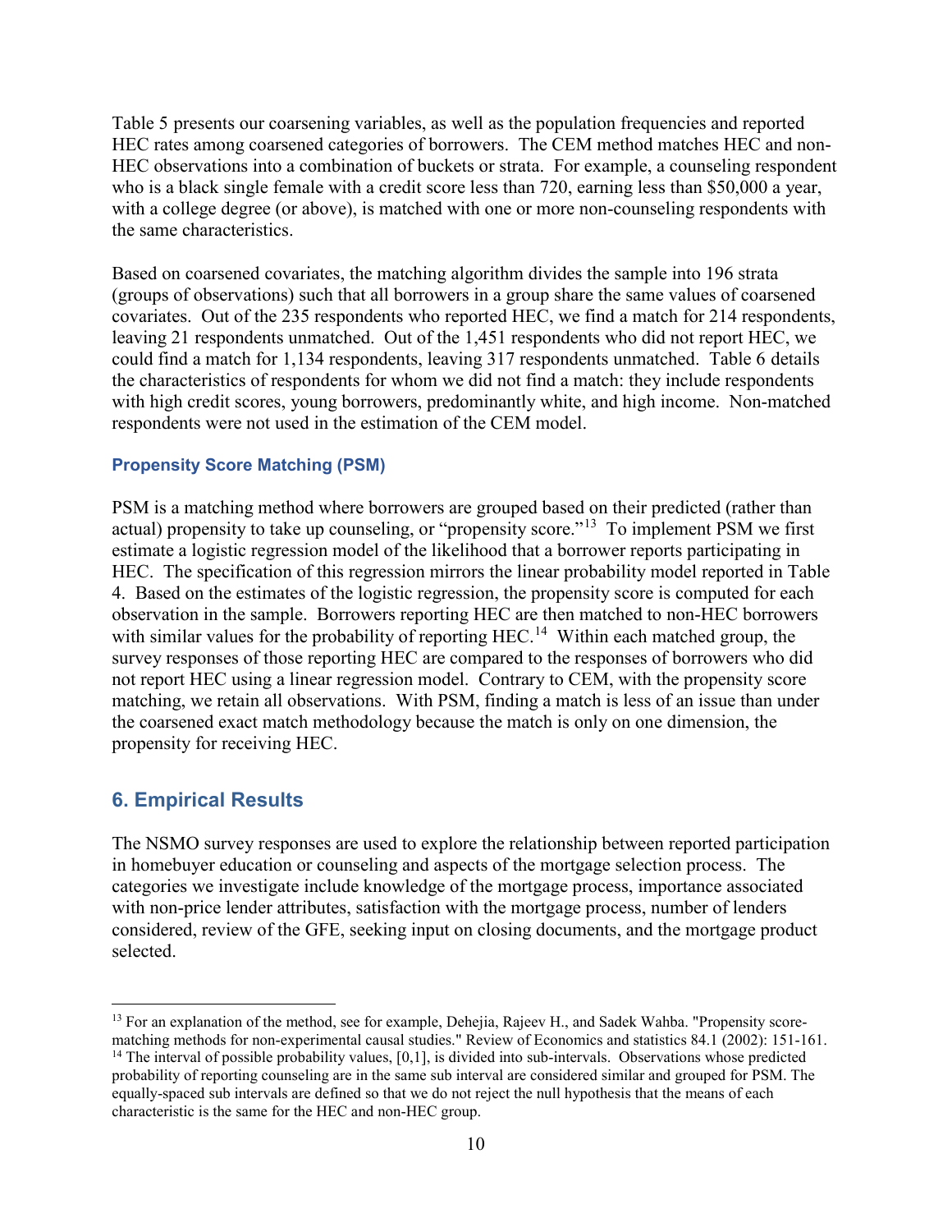Table 5 presents our coarsening variables, as well as the population frequencies and reported HEC rates among coarsened categories of borrowers. The CEM method matches HEC and non-HEC observations into a combination of buckets or strata. For example, a counseling respondent who is a black single female with a credit score less than 720, earning less than $50,000 a year, with a college degree (or above), is matched with one or more non-counseling respondents with the same characteristics.

Based on coarsened covariates, the matching algorithm divides the sample into 196 strata (groups of observations) such that all borrowers in a group share the same values of coarsened covariates. Out of the 235 respondents who reported HEC, we find a match for 214 respondents, leaving 21 respondents unmatched. Out of the 1,451 respondents who did not report HEC, we could find a match for 1,134 respondents, leaving 317 respondents unmatched. Table 6 details the characteristics of respondents for whom we did not find a match: they include respondents with high credit scores, young borrowers, predominantly white, and high income. Non-matched respondents were not used in the estimation of the CEM model.

### Propensity Score Matching (PSM)

PSM is a matching method where borrowers are grouped based on their predicted (rather than actual) propensity to take up counseling, or "propensity score."[13] To implement PSM we first estimate a logistic regression model of the likelihood that a borrower reports participating in HEC. The specification of this regression mirrors the linear probability model reported in Table 4. Based on the estimates of the logistic regression, the propensity score is computed for each observation in the sample. Borrowers reporting HEC are then matched to non-HEC borrowers with similar values for the probability of reporting HEC.[14] Within each matched group, the survey responses of those reporting HEC are compared to the responses of borrowers who did not report HEC using a linear regression model. Contrary to CEM, with the propensity score matching, we retain all observations. With PSM, finding a match is less of an issue than under the coarsened exact match methodology because the match is only on one dimension, the propensity for receiving HEC.

## 6. Empirical Results

The NSMO survey responses are used to explore the relationship between reported participation in homebuyer education or counseling and aspects of the mortgage selection process. The categories we investigate include knowledge of the mortgage process, importance associated with non-price lender attributes, satisfaction with the mortgage process, number of lenders considered, review of the GFE, seeking input on closing documents, and the mortgage product selected.

---

[13] For an explanation of the method, see for example, Dehejia, Rajeev H., and Sadek Wahba. "Propensity score-matching methods for non-experimental causal studies." Review of Economics and statistics 84.1 (2002): 151-161.

[14] The interval of possible probability values, [0,1], is divided into sub-intervals. Observations whose predicted probability of reporting counseling are in the same sub interval are considered similar and grouped for PSM. The equally-spaced sub intervals are defined so that we do not reject the null hypothesis that the means of each characteristic is the same for the HEC and non-HEC group.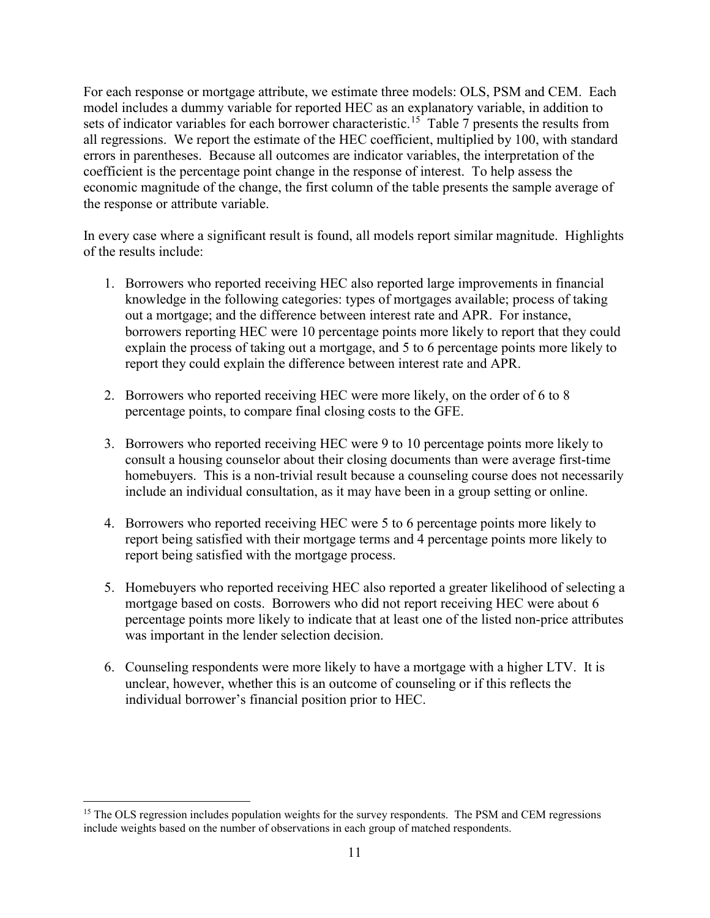For each response or mortgage attribute, we estimate three models: OLS, PSM and CEM. Each model includes a dummy variable for reported HEC as an explanatory variable, in addition to sets of indicator variables for each borrower characteristic.[15] Table 7 presents the results from all regressions. We report the estimate of the HEC coefficient, multiplied by 100, with standard errors in parentheses. Because all outcomes are indicator variables, the interpretation of the coefficient is the percentage point change in the response of interest. To help assess the economic magnitude of the change, the first column of the table presents the sample average of the response or attribute variable.

In every case where a significant result is found, all models report similar magnitude. Highlights of the results include:

1. Borrowers who reported receiving HEC also reported large improvements in financial knowledge in the following categories: types of mortgages available; process of taking out a mortgage; and the difference between interest rate and APR. For instance, borrowers reporting HEC were 10 percentage points more likely to report that they could explain the process of taking out a mortgage, and 5 to 6 percentage points more likely to report they could explain the difference between interest rate and APR.

2. Borrowers who reported receiving HEC were more likely, on the order of 6 to 8 percentage points, to compare final closing costs to the GFE.

3. Borrowers who reported receiving HEC were 9 to 10 percentage points more likely to consult a housing counselor about their closing documents than were average first-time homebuyers. This is a non-trivial result because a counseling course does not necessarily include an individual consultation, as it may have been in a group setting or online.

4. Borrowers who reported receiving HEC were 5 to 6 percentage points more likely to report being satisfied with their mortgage terms and 4 percentage points more likely to report being satisfied with the mortgage process.

5. Homebuyers who reported receiving HEC also reported a greater likelihood of selecting a mortgage based on costs. Borrowers who did not report receiving HEC were about 6 percentage points more likely to indicate that at least one of the listed non-price attributes was important in the lender selection decision.

6. Counseling respondents were more likely to have a mortgage with a higher LTV. It is unclear, however, whether this is an outcome of counseling or if this reflects the individual borrower's financial position prior to HEC.

[15] The OLS regression includes population weights for the survey respondents. The PSM and CEM regressions include weights based on the number of observations in each group of matched respondents.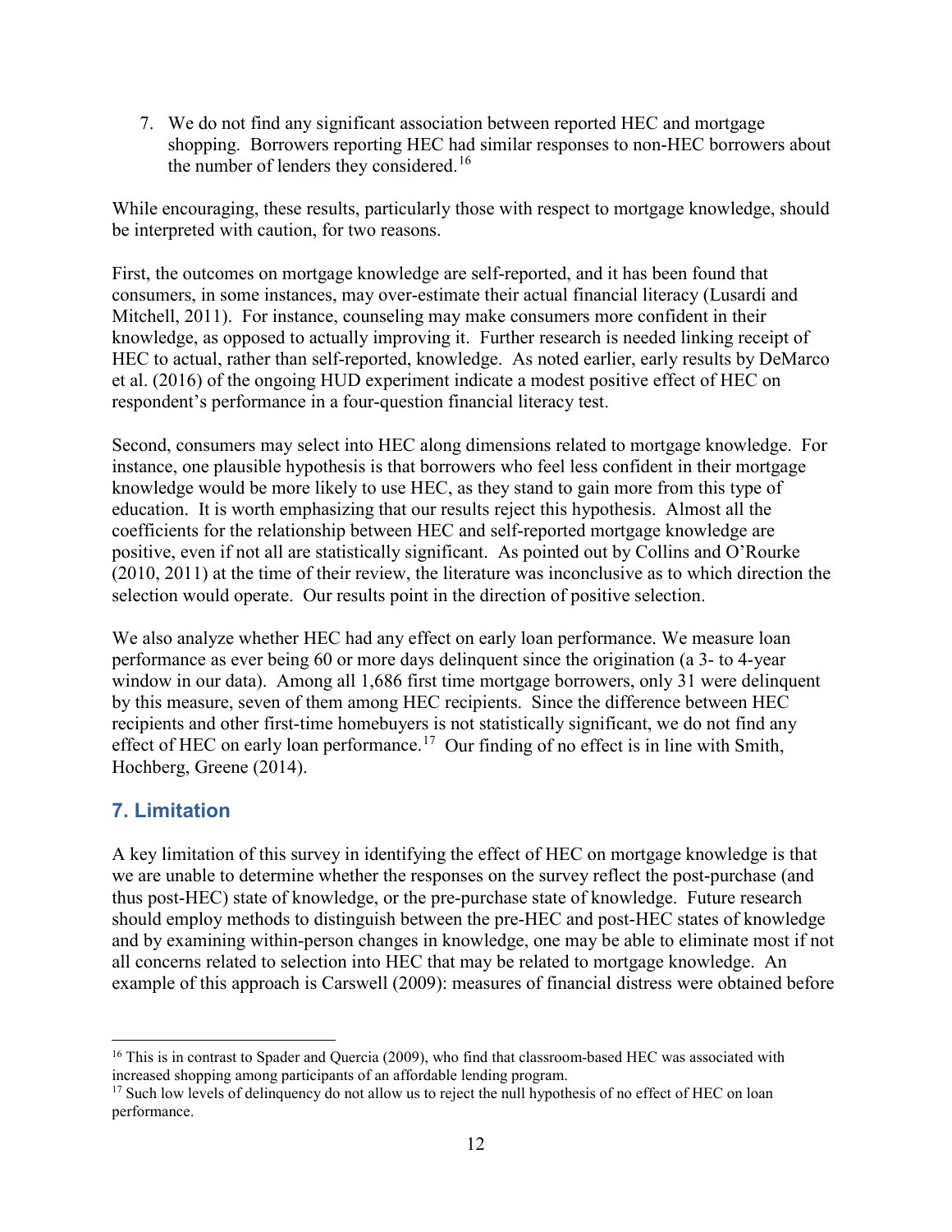7. We do not find any significant association between reported HEC and mortgage shopping. Borrowers reporting HEC had similar responses to non-HEC borrowers about the number of lenders they considered.[16]

While encouraging, these results, particularly those with respect to mortgage knowledge, should be interpreted with caution, for two reasons.

First, the outcomes on mortgage knowledge are self-reported, and it has been found that consumers, in some instances, may over-estimate their actual financial literacy (Lusardi and Mitchell, 2011). For instance, counseling may make consumers more confident in their knowledge, as opposed to actually improving it. Further research is needed linking receipt of HEC to actual, rather than self-reported, knowledge. As noted earlier, early results by DeMarco et al. (2016) of the ongoing HUD experiment indicate a modest positive effect of HEC on respondent's performance in a four-question financial literacy test.

Second, consumers may select into HEC along dimensions related to mortgage knowledge. For instance, one plausible hypothesis is that borrowers who feel less confident in their mortgage knowledge would be more likely to use HEC, as they stand to gain more from this type of education. It is worth emphasizing that our results reject this hypothesis. Almost all the coefficients for the relationship between HEC and self-reported mortgage knowledge are positive, even if not all are statistically significant. As pointed out by Collins and O'Rourke (2010, 2011) at the time of their review, the literature was inconclusive as to which direction the selection would operate. Our results point in the direction of positive selection.

We also analyze whether HEC had any effect on early loan performance. We measure loan performance as ever being 60 or more days delinquent since the origination (a 3- to 4-year window in our data). Among all 1,686 first time mortgage borrowers, only 31 were delinquent by this measure, seven of them among HEC recipients. Since the difference between HEC recipients and other first-time homebuyers is not statistically significant, we do not find any effect of HEC on early loan performance.[17] Our finding of no effect is in line with Smith, Hochberg, Greene (2014).

## 7. Limitation

A key limitation of this survey in identifying the effect of HEC on mortgage knowledge is that we are unable to determine whether the responses on the survey reflect the post-purchase (and thus post-HEC) state of knowledge, or the pre-purchase state of knowledge. Future research should employ methods to distinguish between the pre-HEC and post-HEC states of knowledge and by examining within-person changes in knowledge, one may be able to eliminate most if not all concerns related to selection into HEC that may be related to mortgage knowledge. An example of this approach is Carswell (2009): measures of financial distress were obtained before

[16] This is in contrast to Spader and Quercia (2009), who find that classroom-based HEC was associated with increased shopping among participants of an affordable lending program.

[17] Such low levels of delinquency do not allow us to reject the null hypothesis of no effect of HEC on loan performance.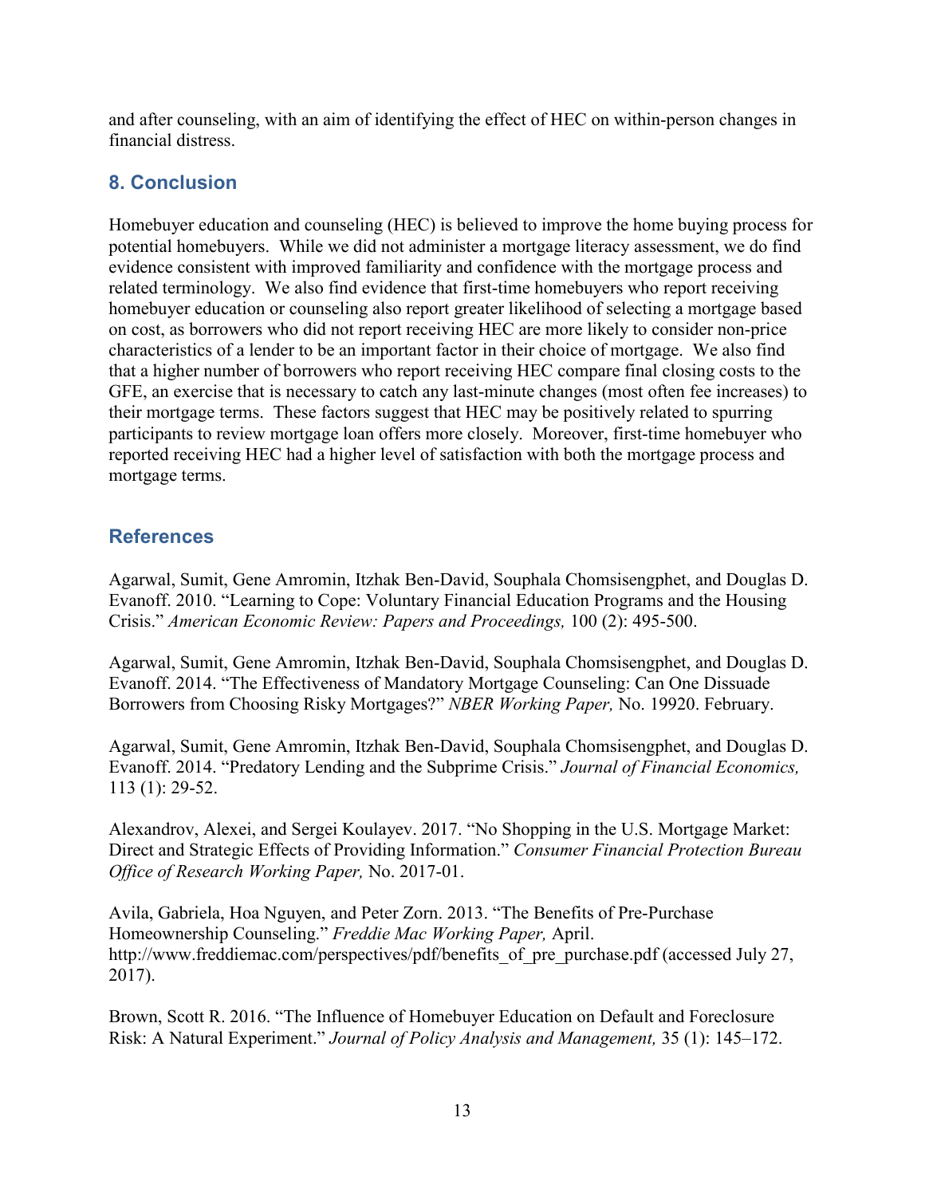and after counseling, with an aim of identifying the effect of HEC on within-person changes in financial distress.

## 8. Conclusion

Homebuyer education and counseling (HEC) is believed to improve the home buying process for potential homebuyers. While we did not administer a mortgage literacy assessment, we do find evidence consistent with improved familiarity and confidence with the mortgage process and related terminology. We also find evidence that first-time homebuyers who report receiving homebuyer education or counseling also report greater likelihood of selecting a mortgage based on cost, as borrowers who did not report receiving HEC are more likely to consider non-price characteristics of a lender to be an important factor in their choice of mortgage. We also find that a higher number of borrowers who report receiving HEC compare final closing costs to the GFE, an exercise that is necessary to catch any last-minute changes (most often fee increases) to their mortgage terms. These factors suggest that HEC may be positively related to spurring participants to review mortgage loan offers more closely. Moreover, first-time homebuyer who reported receiving HEC had a higher level of satisfaction with both the mortgage process and mortgage terms.

## References

Agarwal, Sumit, Gene Amromin, Itzhak Ben-David, Souphala Chomsisengphet, and Douglas D. Evanoff. 2010. "Learning to Cope: Voluntary Financial Education Programs and the Housing Crisis." *American Economic Review: Papers and Proceedings,* 100 (2): 495-500.

Agarwal, Sumit, Gene Amromin, Itzhak Ben-David, Souphala Chomsisengphet, and Douglas D. Evanoff. 2014. "The Effectiveness of Mandatory Mortgage Counseling: Can One Dissuade Borrowers from Choosing Risky Mortgages?" *NBER Working Paper,* No. 19920. February.

Agarwal, Sumit, Gene Amromin, Itzhak Ben-David, Souphala Chomsisengphet, and Douglas D. Evanoff. 2014. "Predatory Lending and the Subprime Crisis." *Journal of Financial Economics,* 113 (1): 29-52.

Alexandrov, Alexei, and Sergei Koulayev. 2017. "No Shopping in the U.S. Mortgage Market: Direct and Strategic Effects of Providing Information." *Consumer Financial Protection Bureau Office of Research Working Paper,* No. 2017-01.

Avila, Gabriela, Hoa Nguyen, and Peter Zorn. 2013. "The Benefits of Pre-Purchase Homeownership Counseling." *Freddie Mac Working Paper,* April. http://www.freddiemac.com/perspectives/pdf/benefits_of_pre_purchase.pdf (accessed July 27, 2017).

Brown, Scott R. 2016. "The Influence of Homebuyer Education on Default and Foreclosure Risk: A Natural Experiment." *Journal of Policy Analysis and Management,* 35 (1): 145–172.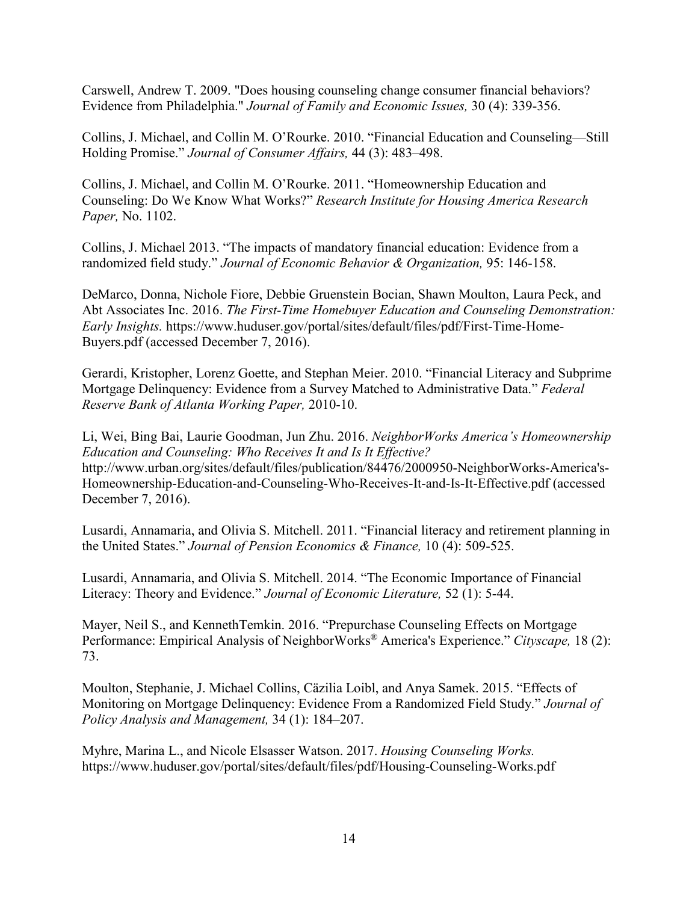Carswell, Andrew T. 2009. "Does housing counseling change consumer financial behaviors? Evidence from Philadelphia." *Journal of Family and Economic Issues,* 30 (4): 339-356.

Collins, J. Michael, and Collin M. O'Rourke. 2010. "Financial Education and Counseling—Still Holding Promise." *Journal of Consumer Affairs,* 44 (3): 483–498.

Collins, J. Michael, and Collin M. O'Rourke. 2011. "Homeownership Education and Counseling: Do We Know What Works?" *Research Institute for Housing America Research Paper,* No. 1102.

Collins, J. Michael 2013. "The impacts of mandatory financial education: Evidence from a randomized field study." *Journal of Economic Behavior & Organization,* 95: 146-158.

DeMarco, Donna, Nichole Fiore, Debbie Gruenstein Bocian, Shawn Moulton, Laura Peck, and Abt Associates Inc. 2016. *The First-Time Homebuyer Education and Counseling Demonstration: Early Insights.* https://www.huduser.gov/portal/sites/default/files/pdf/First-Time-Home-Buyers.pdf (accessed December 7, 2016).

Gerardi, Kristopher, Lorenz Goette, and Stephan Meier. 2010. "Financial Literacy and Subprime Mortgage Delinquency: Evidence from a Survey Matched to Administrative Data." *Federal Reserve Bank of Atlanta Working Paper,* 2010-10.

Li, Wei, Bing Bai, Laurie Goodman, Jun Zhu. 2016. *NeighborWorks America's Homeownership Education and Counseling: Who Receives It and Is It Effective?* http://www.urban.org/sites/default/files/publication/84476/2000950-NeighborWorks-America's-Homeownership-Education-and-Counseling-Who-Receives-It-and-Is-It-Effective.pdf (accessed December 7, 2016).

Lusardi, Annamaria, and Olivia S. Mitchell. 2011. "Financial literacy and retirement planning in the United States." *Journal of Pension Economics & Finance,* 10 (4): 509-525.

Lusardi, Annamaria, and Olivia S. Mitchell. 2014. "The Economic Importance of Financial Literacy: Theory and Evidence." *Journal of Economic Literature,* 52 (1): 5-44.

Mayer, Neil S., and KennethTemkin. 2016. "Prepurchase Counseling Effects on Mortgage Performance: Empirical Analysis of NeighborWorks® America's Experience." *Cityscape,* 18 (2): 73.

Moulton, Stephanie, J. Michael Collins, Cäzilia Loibl, and Anya Samek. 2015. "Effects of Monitoring on Mortgage Delinquency: Evidence From a Randomized Field Study." *Journal of Policy Analysis and Management,* 34 (1): 184–207.

Myhre, Marina L., and Nicole Elsasser Watson. 2017. *Housing Counseling Works.* https://www.huduser.gov/portal/sites/default/files/pdf/Housing-Counseling-Works.pdf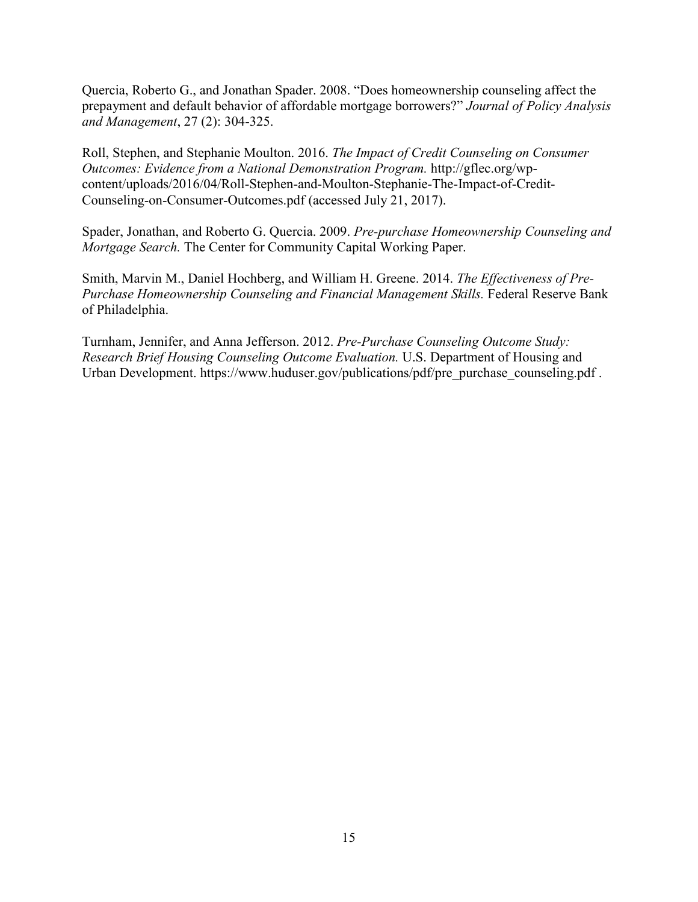Quercia, Roberto G., and Jonathan Spader. 2008. "Does homeownership counseling affect the prepayment and default behavior of affordable mortgage borrowers?" *Journal of Policy Analysis and Management*, 27 (2): 304-325.

Roll, Stephen, and Stephanie Moulton. 2016. *The Impact of Credit Counseling on Consumer Outcomes: Evidence from a National Demonstration Program.* http://gflec.org/wp-content/uploads/2016/04/Roll-Stephen-and-Moulton-Stephanie-The-Impact-of-Credit-Counseling-on-Consumer-Outcomes.pdf (accessed July 21, 2017).

Spader, Jonathan, and Roberto G. Quercia. 2009. *Pre-purchase Homeownership Counseling and Mortgage Search.* The Center for Community Capital Working Paper.

Smith, Marvin M., Daniel Hochberg, and William H. Greene. 2014. *The Effectiveness of Pre-Purchase Homeownership Counseling and Financial Management Skills.* Federal Reserve Bank of Philadelphia.

Turnham, Jennifer, and Anna Jefferson. 2012. *Pre-Purchase Counseling Outcome Study: Research Brief Housing Counseling Outcome Evaluation.* U.S. Department of Housing and Urban Development. https://www.huduser.gov/publications/pdf/pre_purchase_counseling.pdf .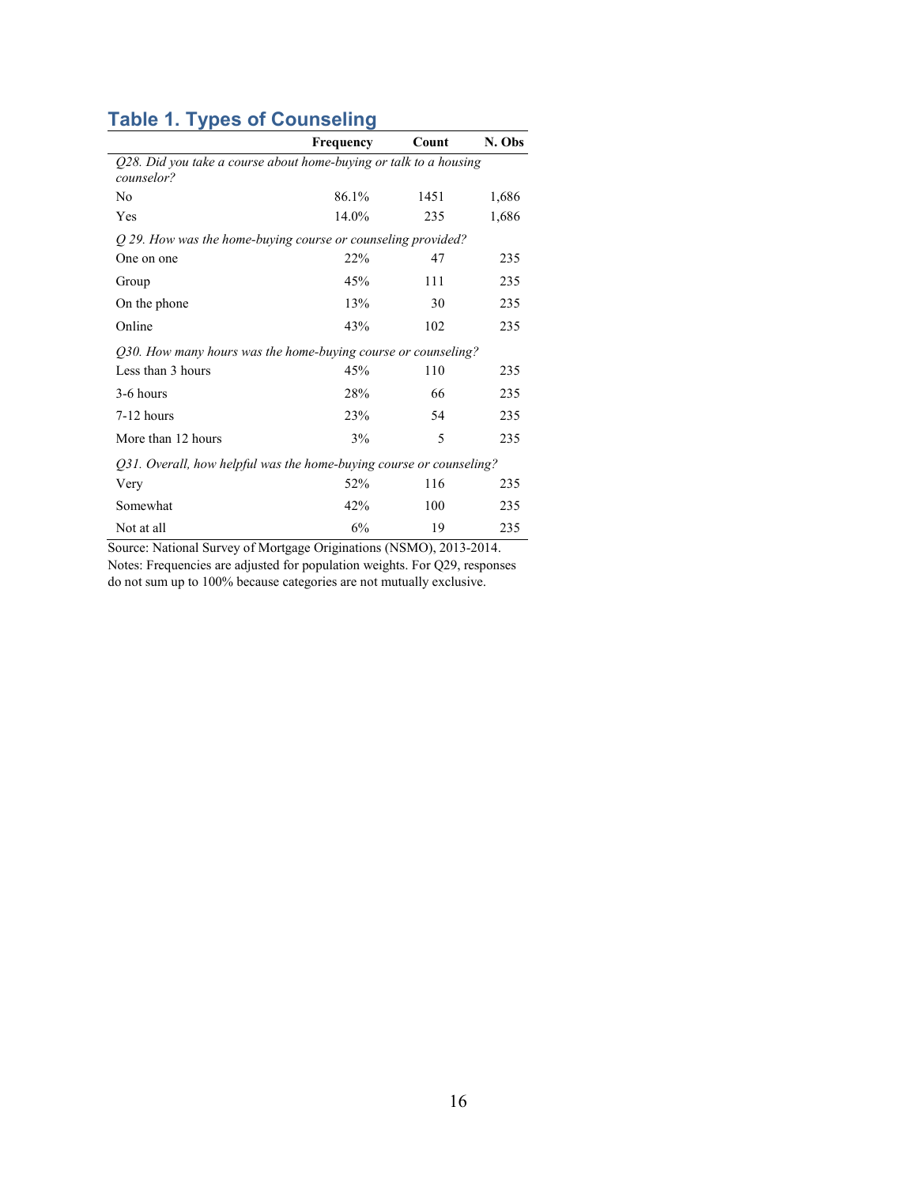## Table 1. Types of Counseling

| | Frequency | Count | N. Obs |
|---|---|---|---|
| *Q28. Did you take a course about home-buying or talk to a housing counselor?* | | | |
| No | 86.1% | 1451 | 1,686 |
| Yes | 14.0% | 235 | 1,686 |
| *Q 29. How was the home-buying course or counseling provided?* | | | |
| One on one | 22% | 47 | 235 |
| Group | 45% | 111 | 235 |
| On the phone | 13% | 30 | 235 |
| Online | 43% | 102 | 235 |
| *Q30. How many hours was the home-buying course or counseling?* | | | |
| Less than 3 hours | 45% | 110 | 235 |
| 3-6 hours | 28% | 66 | 235 |
| 7-12 hours | 23% | 54 | 235 |
| More than 12 hours | 3% | 5 | 235 |
| *Q31. Overall, how helpful was the home-buying course or counseling?* | | | |
| Very | 52% | 116 | 235 |
| Somewhat | 42% | 100 | 235 |
| Not at all | 6% | 19 | 235 |

Source: National Survey of Mortgage Originations (NSMO), 2013-2014.
Notes: Frequencies are adjusted for population weights. For Q29, responses do not sum up to 100% because categories are not mutually exclusive.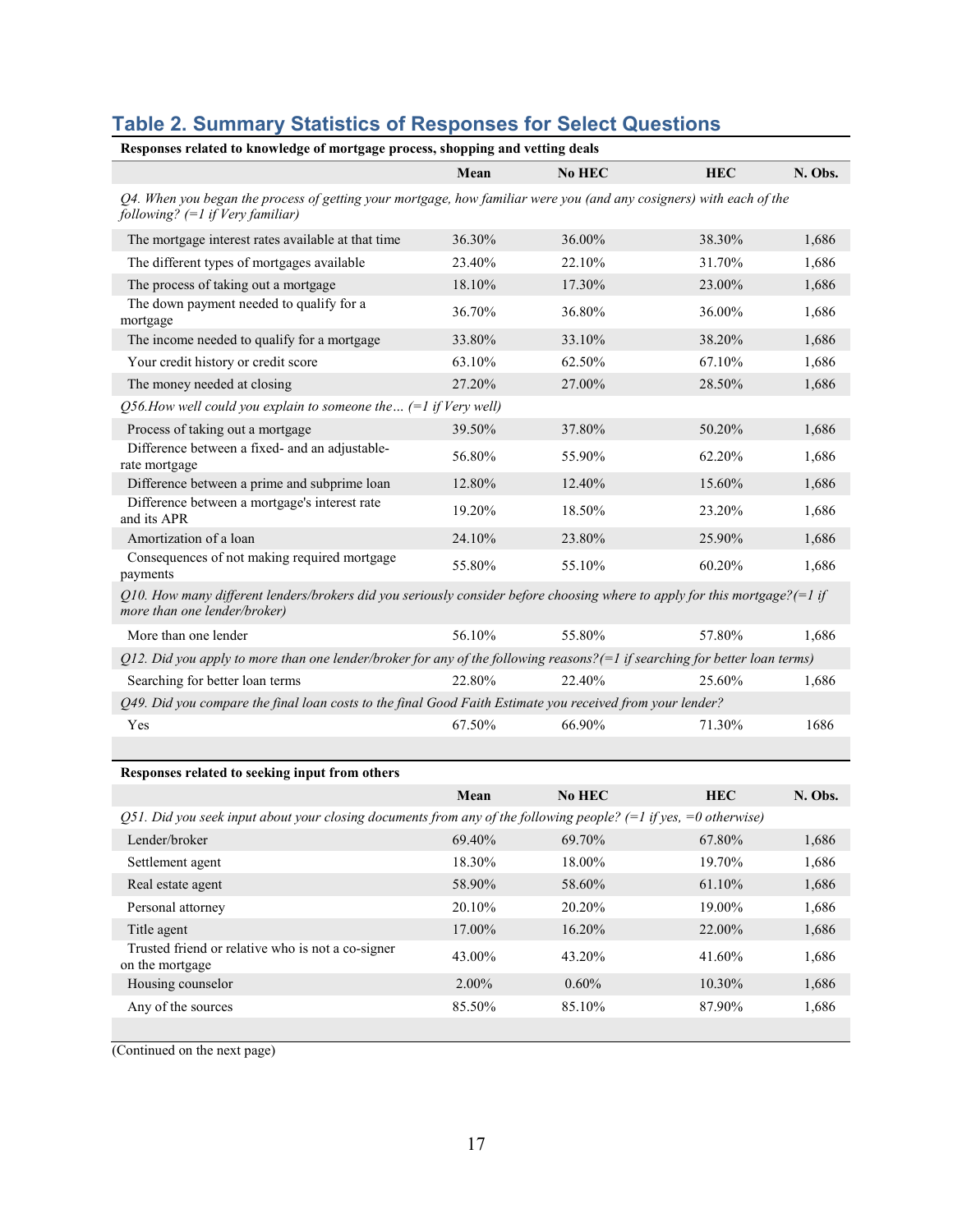## Table 2. Summary Statistics of Responses for Select Questions

**Responses related to knowledge of mortgage process, shopping and vetting deals**

| | Mean | No HEC | HEC | N. Obs. |
|---|---|---|---|---|
| *Q4. When you began the process of getting your mortgage, how familiar were you (and any cosigners) with each of the following? (=1 if Very familiar)* | | | | |
| The mortgage interest rates available at that time | 36.30% | 36.00% | 38.30% | 1,686 |
| The different types of mortgages available | 23.40% | 22.10% | 31.70% | 1,686 |
| The process of taking out a mortgage | 18.10% | 17.30% | 23.00% | 1,686 |
| The down payment needed to qualify for a mortgage | 36.70% | 36.80% | 36.00% | 1,686 |
| The income needed to qualify for a mortgage | 33.80% | 33.10% | 38.20% | 1,686 |
| Your credit history or credit score | 63.10% | 62.50% | 67.10% | 1,686 |
| The money needed at closing | 27.20% | 27.00% | 28.50% | 1,686 |
| *Q56.How well could you explain to someone the… (=1 if Very well)* | | | | |
| Process of taking out a mortgage | 39.50% | 37.80% | 50.20% | 1,686 |
| Difference between a fixed- and an adjustable-rate mortgage | 56.80% | 55.90% | 62.20% | 1,686 |
| Difference between a prime and subprime loan | 12.80% | 12.40% | 15.60% | 1,686 |
| Difference between a mortgage's interest rate and its APR | 19.20% | 18.50% | 23.20% | 1,686 |
| Amortization of a loan | 24.10% | 23.80% | 25.90% | 1,686 |
| Consequences of not making required mortgage payments | 55.80% | 55.10% | 60.20% | 1,686 |
| *Q10. How many different lenders/brokers did you seriously consider before choosing where to apply for this mortgage?(=1 if more than one lender/broker)* | | | | |
| More than one lender | 56.10% | 55.80% | 57.80% | 1,686 |
| *Q12. Did you apply to more than one lender/broker for any of the following reasons?(=1 if searching for better loan terms)* | | | | |
| Searching for better loan terms | 22.80% | 22.40% | 25.60% | 1,686 |
| *Q49. Did you compare the final loan costs to the final Good Faith Estimate you received from your lender?* | | | | |
| Yes | 67.50% | 66.90% | 71.30% | 1686 |

**Responses related to seeking input from others**

| | Mean | No HEC | HEC | N. Obs. |
|---|---|---|---|---|
| *Q51. Did you seek input about your closing documents from any of the following people? (=1 if yes, =0 otherwise)* | | | | |
| Lender/broker | 69.40% | 69.70% | 67.80% | 1,686 |
| Settlement agent | 18.30% | 18.00% | 19.70% | 1,686 |
| Real estate agent | 58.90% | 58.60% | 61.10% | 1,686 |
| Personal attorney | 20.10% | 20.20% | 19.00% | 1,686 |
| Title agent | 17.00% | 16.20% | 22.00% | 1,686 |
| Trusted friend or relative who is not a co-signer on the mortgage | 43.00% | 43.20% | 41.60% | 1,686 |
| Housing counselor | 2.00% | 0.60% | 10.30% | 1,686 |
| Any of the sources | 85.50% | 85.10% | 87.90% | 1,686 |

(Continued on the next page)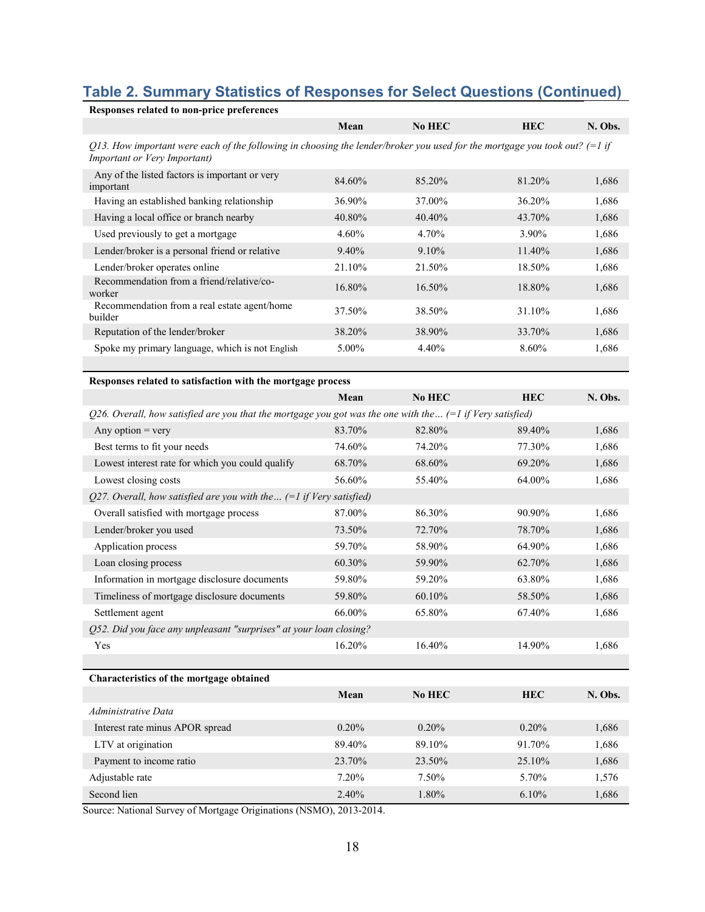## Table 2. Summary Statistics of Responses for Select Questions (Continued)

**Responses related to non-price preferences**

| | Mean | No HEC | HEC | N. Obs. |
|---|---|---|---|---|
| *Q13. How important were each of the following in choosing the lender/broker you used for the mortgage you took out? (=1 if Important or Very Important)* | | | | |
| Any of the listed factors is important or very important | 84.60% | 85.20% | 81.20% | 1,686 |
| Having an established banking relationship | 36.90% | 37.00% | 36.20% | 1,686 |
| Having a local office or branch nearby | 40.80% | 40.40% | 43.70% | 1,686 |
| Used previously to get a mortgage | 4.60% | 4.70% | 3.90% | 1,686 |
| Lender/broker is a personal friend or relative | 9.40% | 9.10% | 11.40% | 1,686 |
| Lender/broker operates online | 21.10% | 21.50% | 18.50% | 1,686 |
| Recommendation from a friend/relative/co-worker | 16.80% | 16.50% | 18.80% | 1,686 |
| Recommendation from a real estate agent/home builder | 37.50% | 38.50% | 31.10% | 1,686 |
| Reputation of the lender/broker | 38.20% | 38.90% | 33.70% | 1,686 |
| Spoke my primary language, which is not English | 5.00% | 4.40% | 8.60% | 1,686 |

**Responses related to satisfaction with the mortgage process**

| | Mean | No HEC | HEC | N. Obs. |
|---|---|---|---|---|
| *Q26. Overall, how satisfied are you that the mortgage you got was the one with the… (=1 if Very satisfied)* | | | | |
| Any option = very | 83.70% | 82.80% | 89.40% | 1,686 |
| Best terms to fit your needs | 74.60% | 74.20% | 77.30% | 1,686 |
| Lowest interest rate for which you could qualify | 68.70% | 68.60% | 69.20% | 1,686 |
| Lowest closing costs | 56.60% | 55.40% | 64.00% | 1,686 |
| *Q27. Overall, how satisfied are you with the… (=1 if Very satisfied)* | | | | |
| Overall satisfied with mortgage process | 87.00% | 86.30% | 90.90% | 1,686 |
| Lender/broker you used | 73.50% | 72.70% | 78.70% | 1,686 |
| Application process | 59.70% | 58.90% | 64.90% | 1,686 |
| Loan closing process | 60.30% | 59.90% | 62.70% | 1,686 |
| Information in mortgage disclosure documents | 59.80% | 59.20% | 63.80% | 1,686 |
| Timeliness of mortgage disclosure documents | 59.80% | 60.10% | 58.50% | 1,686 |
| Settlement agent | 66.00% | 65.80% | 67.40% | 1,686 |
| *Q52. Did you face any unpleasant "surprises" at your loan closing?* | | | | |
| Yes | 16.20% | 16.40% | 14.90% | 1,686 |

**Characteristics of the mortgage obtained**

| | Mean | No HEC | HEC | N. Obs. |
|---|---|---|---|---|
| *Administrative Data* | | | | |
| Interest rate minus APOR spread | 0.20% | 0.20% | 0.20% | 1,686 |
| LTV at origination | 89.40% | 89.10% | 91.70% | 1,686 |
| Payment to income ratio | 23.70% | 23.50% | 25.10% | 1,686 |
| Adjustable rate | 7.20% | 7.50% | 5.70% | 1,576 |
| Second lien | 2.40% | 1.80% | 6.10% | 1,686 |

Source: National Survey of Mortgage Originations (NSMO), 2013-2014.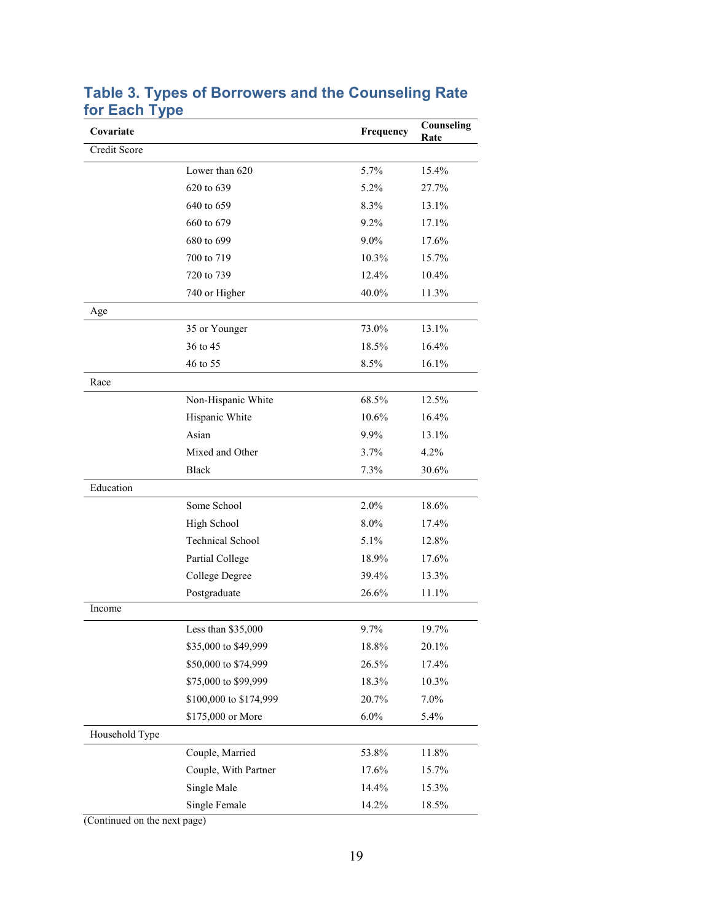## Table 3. Types of Borrowers and the Counseling Rate for Each Type

| Covariate | | Frequency | Counseling Rate |
|---|---|---|---|
| Credit Score | | | |
| | Lower than 620 | 5.7% | 15.4% |
| | 620 to 639 | 5.2% | 27.7% |
| | 640 to 659 | 8.3% | 13.1% |
| | 660 to 679 | 9.2% | 17.1% |
| | 680 to 699 | 9.0% | 17.6% |
| | 700 to 719 | 10.3% | 15.7% |
| | 720 to 739 | 12.4% | 10.4% |
| | 740 or Higher | 40.0% | 11.3% |
| Age | | | |
| | 35 or Younger | 73.0% | 13.1% |
| | 36 to 45 | 18.5% | 16.4% |
| | 46 to 55 | 8.5% | 16.1% |
| Race | | | |
| | Non-Hispanic White | 68.5% | 12.5% |
| | Hispanic White | 10.6% | 16.4% |
| | Asian | 9.9% | 13.1% |
| | Mixed and Other | 3.7% | 4.2% |
| | Black | 7.3% | 30.6% |
| Education | | | |
| | Some School | 2.0% | 18.6% |
| | High School | 8.0% | 17.4% |
| | Technical School | 5.1% | 12.8% |
| | Partial College | 18.9% | 17.6% |
| | College Degree | 39.4% | 13.3% |
| | Postgraduate | 26.6% | 11.1% |
| Income | | | |
| | Less than $35,000 | 9.7% | 19.7% |
| | $35,000 to $49,999 | 18.8% | 20.1% |
| | $50,000 to $74,999 | 26.5% | 17.4% |
| | $75,000 to $99,999 | 18.3% | 10.3% |
| | $100,000 to $174,999 | 20.7% | 7.0% |
| | $175,000 or More | 6.0% | 5.4% |
| Household Type | | | |
| | Couple, Married | 53.8% | 11.8% |
| | Couple, With Partner | 17.6% | 15.7% |
| | Single Male | 14.4% | 15.3% |
| | Single Female | 14.2% | 18.5% |

(Continued on the next page)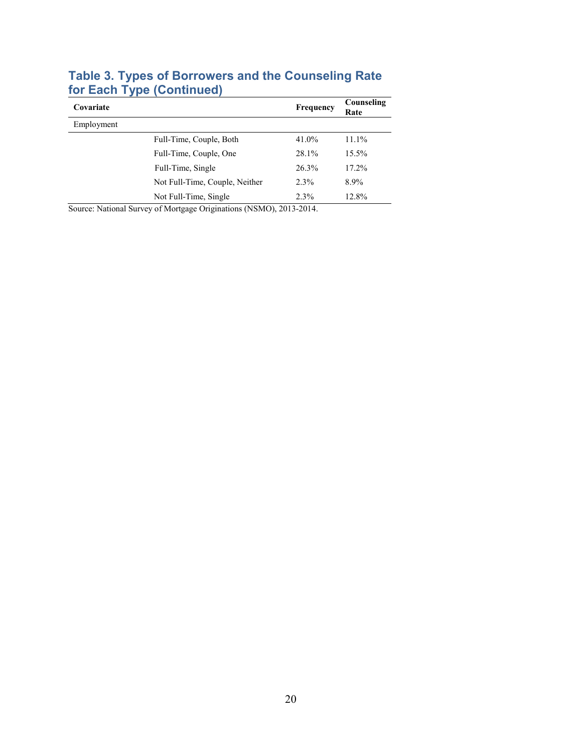## Table 3. Types of Borrowers and the Counseling Rate for Each Type (Continued)

| Covariate | | Frequency | Counseling Rate |
|---|---|---|---|
| Employment | | | |
| | Full-Time, Couple, Both | 41.0% | 11.1% |
| | Full-Time, Couple, One | 28.1% | 15.5% |
| | Full-Time, Single | 26.3% | 17.2% |
| | Not Full-Time, Couple, Neither | 2.3% | 8.9% |
| | Not Full-Time, Single | 2.3% | 12.8% |

Source: National Survey of Mortgage Originations (NSMO), 2013-2014.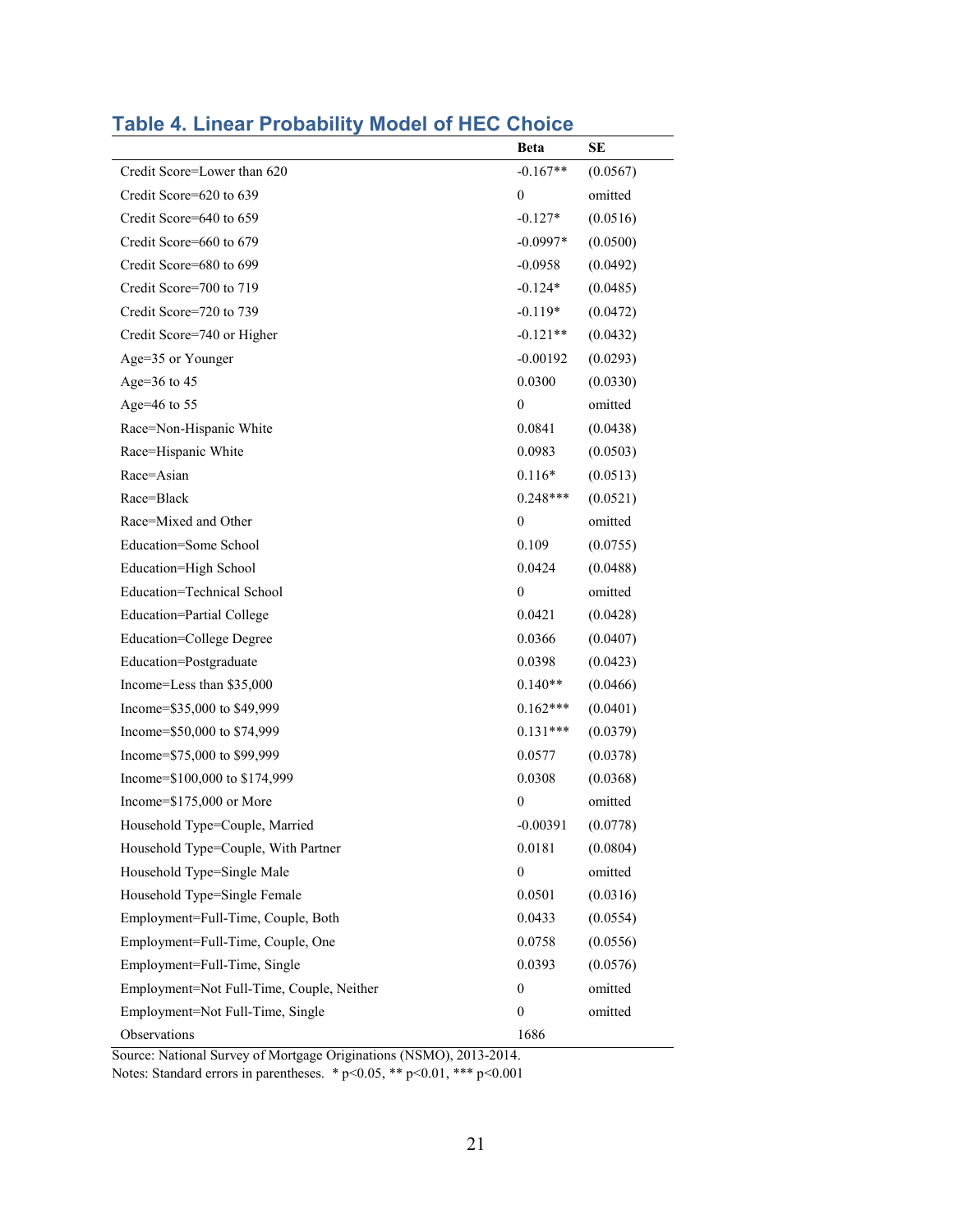## Table 4. Linear Probability Model of HEC Choice

| | Beta | SE |
|---|---|---|
| Credit Score=Lower than 620 | -0.167** | (0.0567) |
| Credit Score=620 to 639 | 0 | omitted |
| Credit Score=640 to 659 | -0.127* | (0.0516) |
| Credit Score=660 to 679 | -0.0997* | (0.0500) |
| Credit Score=680 to 699 | -0.0958 | (0.0492) |
| Credit Score=700 to 719 | -0.124* | (0.0485) |
| Credit Score=720 to 739 | -0.119* | (0.0472) |
| Credit Score=740 or Higher | -0.121** | (0.0432) |
| Age=35 or Younger | -0.00192 | (0.0293) |
| Age=36 to 45 | 0.0300 | (0.0330) |
| Age=46 to 55 | 0 | omitted |
| Race=Non-Hispanic White | 0.0841 | (0.0438) |
| Race=Hispanic White | 0.0983 | (0.0503) |
| Race=Asian | 0.116* | (0.0513) |
| Race=Black | 0.248*** | (0.0521) |
| Race=Mixed and Other | 0 | omitted |
| Education=Some School | 0.109 | (0.0755) |
| Education=High School | 0.0424 | (0.0488) |
| Education=Technical School | 0 | omitted |
| Education=Partial College | 0.0421 | (0.0428) |
| Education=College Degree | 0.0366 | (0.0407) |
| Education=Postgraduate | 0.0398 | (0.0423) |
| Income=Less than $35,000 | 0.140** | (0.0466) |
| Income=$35,000 to $49,999 | 0.162*** | (0.0401) |
| Income=$50,000 to $74,999 | 0.131*** | (0.0379) |
| Income=$75,000 to $99,999 | 0.0577 | (0.0378) |
| Income=$100,000 to $174,999 | 0.0308 | (0.0368) |
| Income=$175,000 or More | 0 | omitted |
| Household Type=Couple, Married | -0.00391 | (0.0778) |
| Household Type=Couple, With Partner | 0.0181 | (0.0804) |
| Household Type=Single Male | 0 | omitted |
| Household Type=Single Female | 0.0501 | (0.0316) |
| Employment=Full-Time, Couple, Both | 0.0433 | (0.0554) |
| Employment=Full-Time, Couple, One | 0.0758 | (0.0556) |
| Employment=Full-Time, Single | 0.0393 | (0.0576) |
| Employment=Not Full-Time, Couple, Neither | 0 | omitted |
| Employment=Not Full-Time, Single | 0 | omitted |
| Observations | 1686 | |

Source: National Survey of Mortgage Originations (NSMO), 2013-2014.
Notes: Standard errors in parentheses. * $p<0.05$, ** $p<0.01$, *** $p<0.001$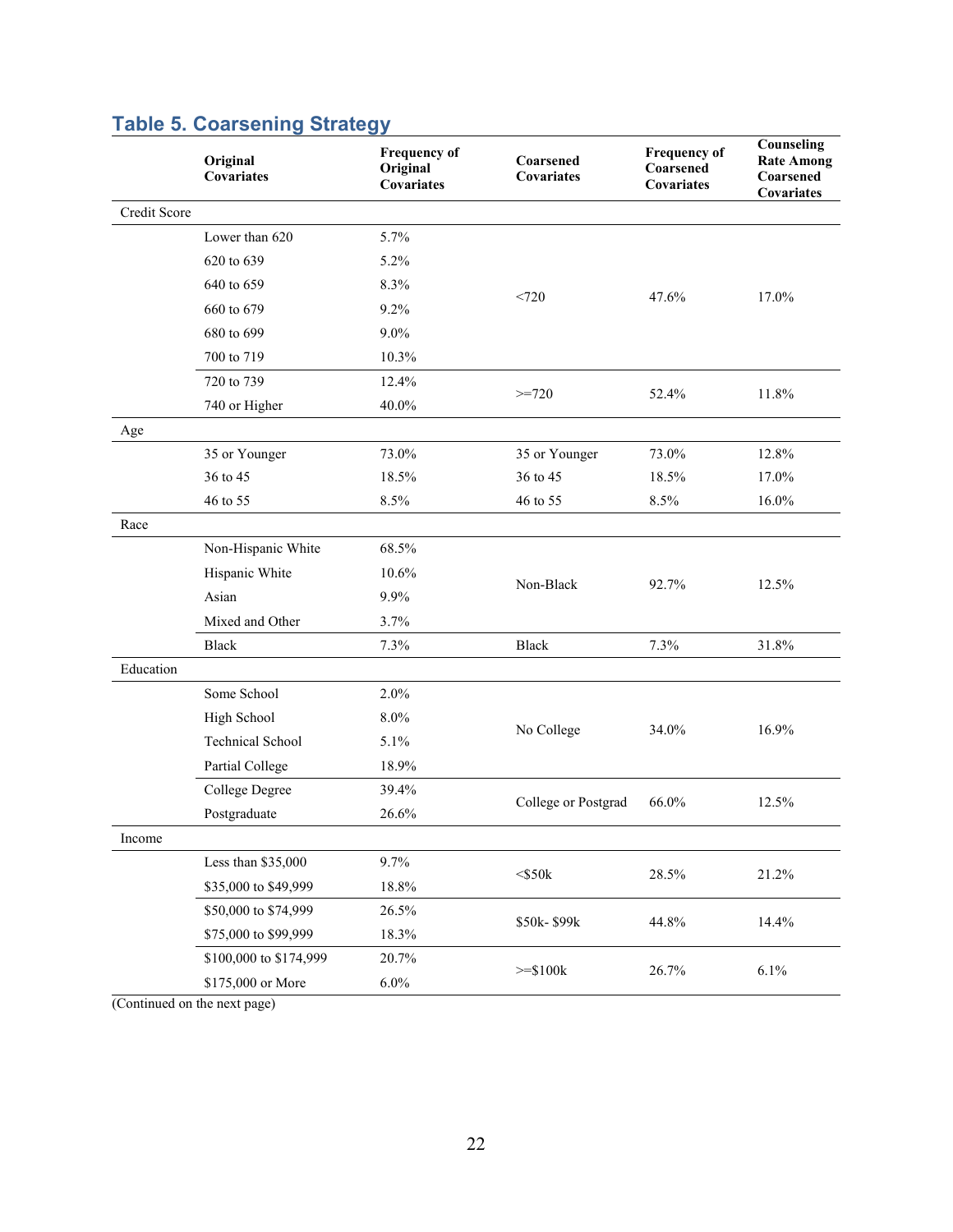## Table 5. Coarsening Strategy

| | Original Covariates | Frequency of Original Covariates | Coarsened Covariates | Frequency of Coarsened Covariates | Counseling Rate Among Coarsened Covariates |
|---|---|---|---|---|---|
| Credit Score | | | | | |
| | Lower than 620 | 5.7% | <720 | 47.6% | 17.0% |
| | 620 to 639 | 5.2% | | | |
| | 640 to 659 | 8.3% | | | |
| | 660 to 679 | 9.2% | | | |
| | 680 to 699 | 9.0% | | | |
| | 700 to 719 | 10.3% | | | |
| | 720 to 739 | 12.4% | >=720 | 52.4% | 11.8% |
| | 740 or Higher | 40.0% | | | |
| Age | | | | | |
| | 35 or Younger | 73.0% | 35 or Younger | 73.0% | 12.8% |
| | 36 to 45 | 18.5% | 36 to 45 | 18.5% | 17.0% |
| | 46 to 55 | 8.5% | 46 to 55 | 8.5% | 16.0% |
| Race | | | | | |
| | Non-Hispanic White | 68.5% | Non-Black | 92.7% | 12.5% |
| | Hispanic White | 10.6% | | | |
| | Asian | 9.9% | | | |
| | Mixed and Other | 3.7% | | | |
| | Black | 7.3% | Black | 7.3% | 31.8% |
| Education | | | | | |
| | Some School | 2.0% | No College | 34.0% | 16.9% |
| | High School | 8.0% | | | |
| | Technical School | 5.1% | | | |
| | Partial College | 18.9% | | | |
| | College Degree | 39.4% | College or Postgrad | 66.0% | 12.5% |
| | Postgraduate | 26.6% | | | |
| Income | | | | | |
| | Less than $35,000 | 9.7% | <$50k | 28.5% | 21.2% |
| | $35,000 to $49,999 | 18.8% | | | |
| | $50,000 to $74,999 | 26.5% | $50k- $99k | 44.8% | 14.4% |
| | $75,000 to $99,999 | 18.3% | | | |
| | $100,000 to $174,999 | 20.7% | >=$100k | 26.7% | 6.1% |
| | $175,000 or More | 6.0% | | | |

(Continued on the next page)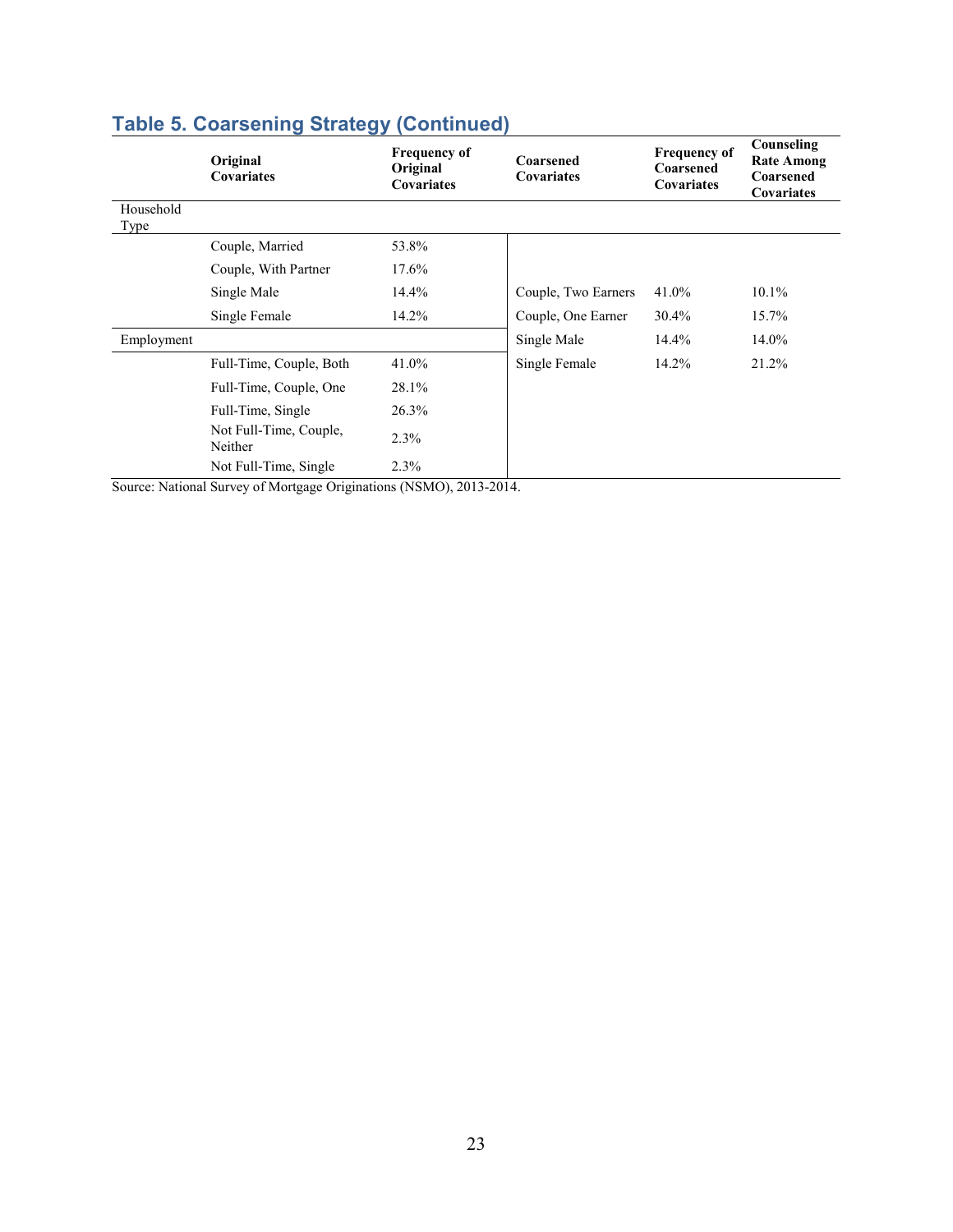## Table 5. Coarsening Strategy (Continued)

| | Original Covariates | Frequency of Original Covariates | Coarsened Covariates | Frequency of Coarsened Covariates | Counseling Rate Among Coarsened Covariates |
|---|---|---|---|---|---|
| Household Type | | | | | |
| | Couple, Married | 53.8% | | | |
| | Couple, With Partner | 17.6% | | | |
| | Single Male | 14.4% | Couple, Two Earners | 41.0% | 10.1% |
| | Single Female | 14.2% | Couple, One Earner | 30.4% | 15.7% |
| Employment | | | Single Male | 14.4% | 14.0% |
| | Full-Time, Couple, Both | 41.0% | Single Female | 14.2% | 21.2% |
| | Full-Time, Couple, One | 28.1% | | | |
| | Full-Time, Single | 26.3% | | | |
| | Not Full-Time, Couple, Neither | 2.3% | | | |
| | Not Full-Time, Single | 2.3% | | | |

Source: National Survey of Mortgage Originations (NSMO), 2013-2014.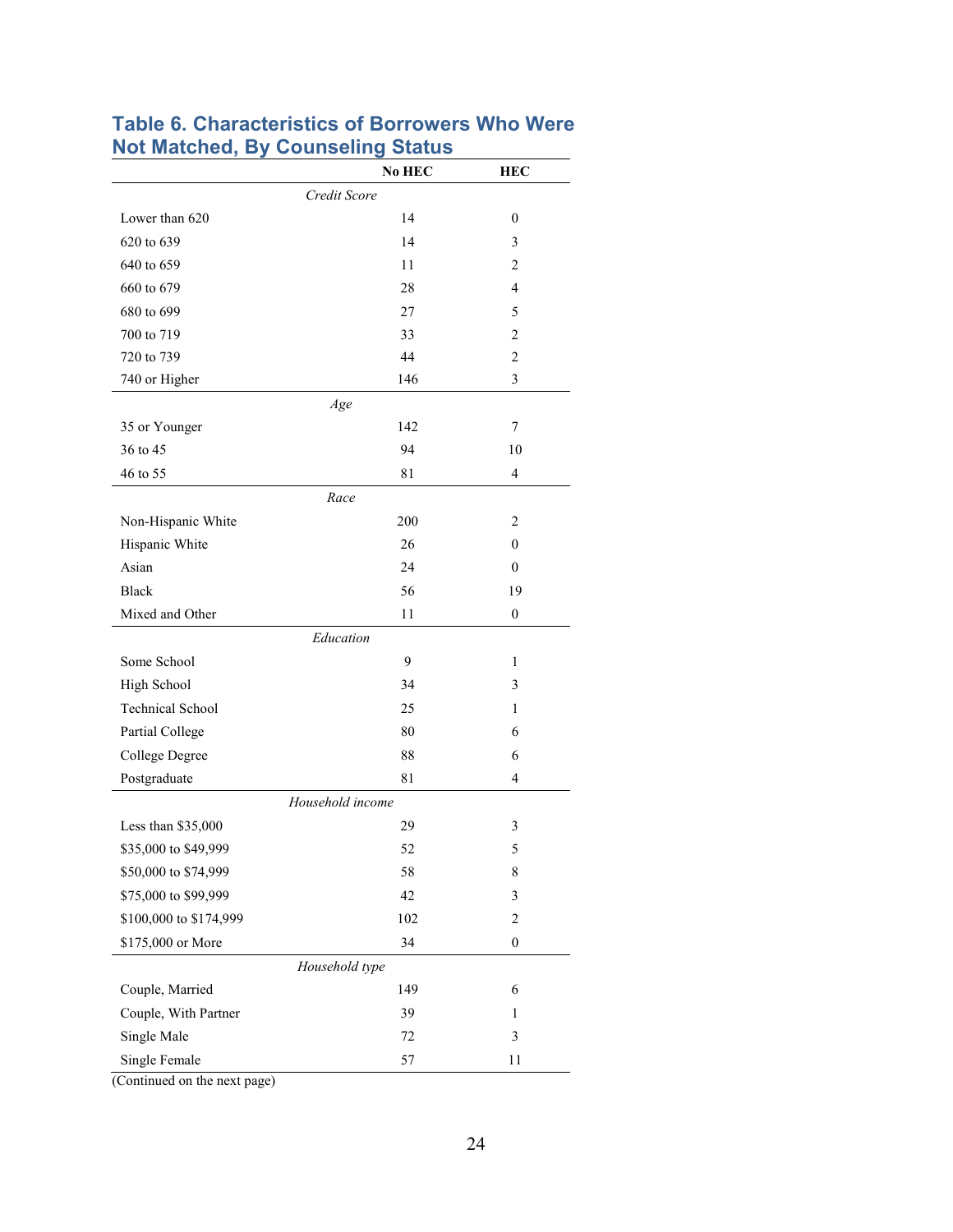## Table 6. Characteristics of Borrowers Who Were Not Matched, By Counseling Status

| | No HEC | HEC |
|---|---|---|
| *Credit Score* | | |
| Lower than 620 | 14 | 0 |
| 620 to 639 | 14 | 3 |
| 640 to 659 | 11 | 2 |
| 660 to 679 | 28 | 4 |
| 680 to 699 | 27 | 5 |
| 700 to 719 | 33 | 2 |
| 720 to 739 | 44 | 2 |
| 740 or Higher | 146 | 3 |
| *Age* | | |
| 35 or Younger | 142 | 7 |
| 36 to 45 | 94 | 10 |
| 46 to 55 | 81 | 4 |
| *Race* | | |
| Non-Hispanic White | 200 | 2 |
| Hispanic White | 26 | 0 |
| Asian | 24 | 0 |
| Black | 56 | 19 |
| Mixed and Other | 11 | 0 |
| *Education* | | |
| Some School | 9 | 1 |
| High School | 34 | 3 |
| Technical School | 25 | 1 |
| Partial College | 80 | 6 |
| College Degree | 88 | 6 |
| Postgraduate | 81 | 4 |
| *Household income* | | |
| Less than $35,000 | 29 | 3 |
| $35,000 to $49,999 | 52 | 5 |
| $50,000 to $74,999 | 58 | 8 |
| $75,000 to $99,999 | 42 | 3 |
| $100,000 to $174,999 | 102 | 2 |
| $175,000 or More | 34 | 0 |
| *Household type* | | |
| Couple, Married | 149 | 6 |
| Couple, With Partner | 39 | 1 |
| Single Male | 72 | 3 |
| Single Female | 57 | 11 |

(Continued on the next page)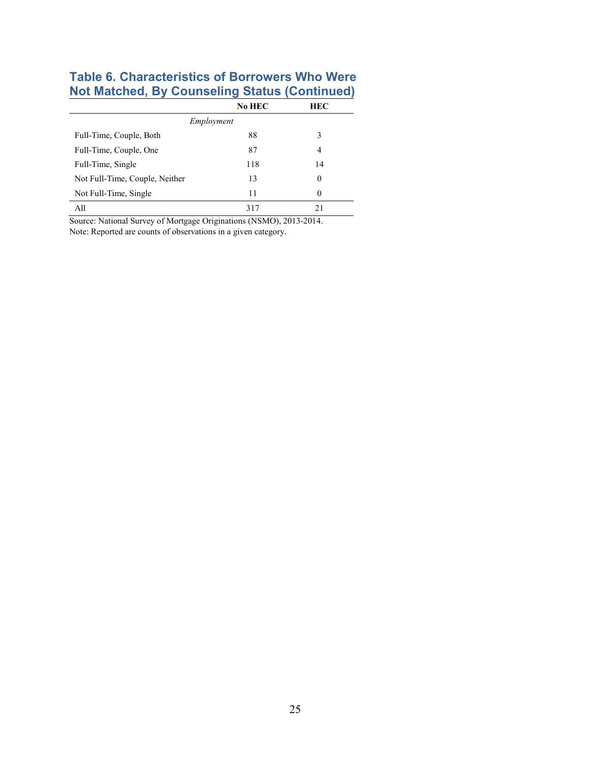### Table 6. Characteristics of Borrowers Who Were Not Matched, By Counseling Status (Continued)

| | No HEC | HEC |
|---|---|---|
| *Employment* | | |
| Full-Time, Couple, Both | 88 | 3 |
| Full-Time, Couple, One | 87 | 4 |
| Full-Time, Single | 118 | 14 |
| Not Full-Time, Couple, Neither | 13 | 0 |
| Not Full-Time, Single | 11 | 0 |
| All | 317 | 21 |

Source: National Survey of Mortgage Originations (NSMO), 2013-2014.
Note: Reported are counts of observations in a given category.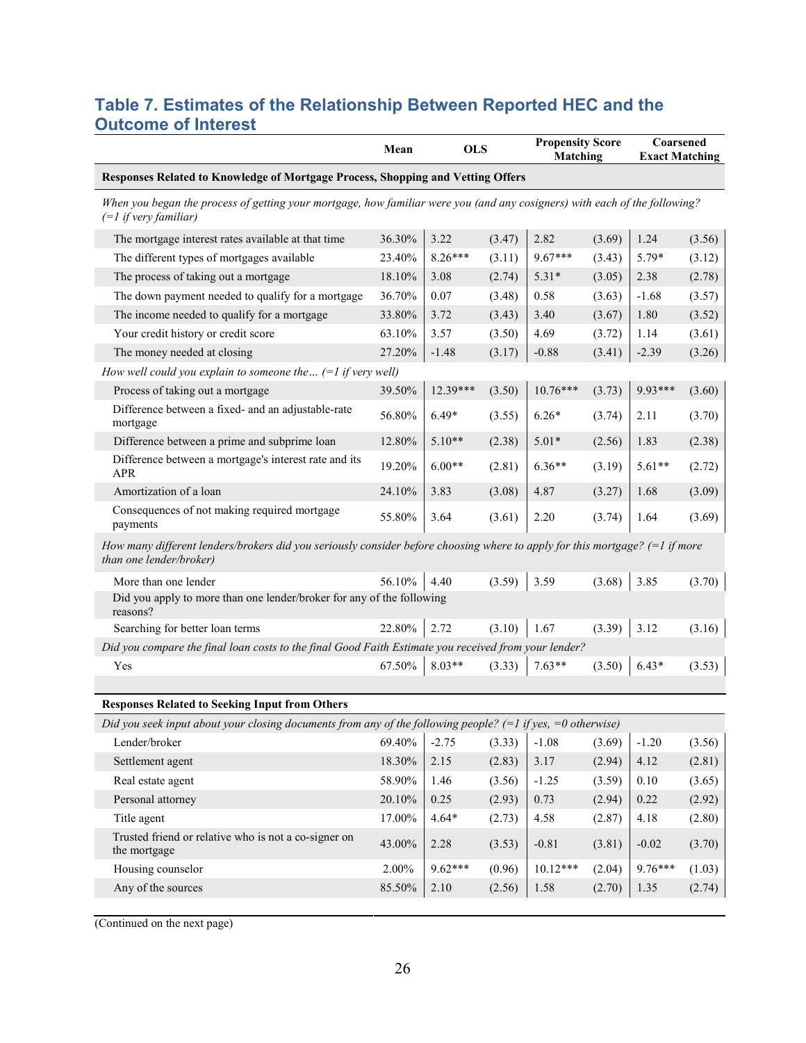## Table 7. Estimates of the Relationship Between Reported HEC and the Outcome of Interest

| | Mean | OLS | | Propensity Score Matching | | Coarsened Exact Matching | |
|---|---|---|---|---|---|---|---|
| **Responses Related to Knowledge of Mortgage Process, Shopping and Vetting Offers** | | | | | | | |
| *When you began the process of getting your mortgage, how familiar were you (and any cosigners) with each of the following? (=1 if very familiar)* | | | | | | | |
| The mortgage interest rates available at that time | 36.30% | 3.22 | (3.47) | 2.82 | (3.69) | 1.24 | (3.56) |
| The different types of mortgages available | 23.40% | 8.26*** | (3.11) | 9.67*** | (3.43) | 5.79* | (3.12) |
| The process of taking out a mortgage | 18.10% | 3.08 | (2.74) | 5.31* | (3.05) | 2.38 | (2.78) |
| The down payment needed to qualify for a mortgage | 36.70% | 0.07 | (3.48) | 0.58 | (3.63) | -1.68 | (3.57) |
| The income needed to qualify for a mortgage | 33.80% | 3.72 | (3.43) | 3.40 | (3.67) | 1.80 | (3.52) |
| Your credit history or credit score | 63.10% | 3.57 | (3.50) | 4.69 | (3.72) | 1.14 | (3.61) |
| The money needed at closing | 27.20% | -1.48 | (3.17) | -0.88 | (3.41) | -2.39 | (3.26) |
| *How well could you explain to someone the… (=1 if very well)* | | | | | | | |
| Process of taking out a mortgage | 39.50% | 12.39*** | (3.50) | 10.76*** | (3.73) | 9.93*** | (3.60) |
| Difference between a fixed- and an adjustable-rate mortgage | 56.80% | 6.49* | (3.55) | 6.26* | (3.74) | 2.11 | (3.70) |
| Difference between a prime and subprime loan | 12.80% | 5.10** | (2.38) | 5.01* | (2.56) | 1.83 | (2.38) |
| Difference between a mortgage's interest rate and its APR | 19.20% | 6.00** | (2.81) | 6.36** | (3.19) | 5.61** | (2.72) |
| Amortization of a loan | 24.10% | 3.83 | (3.08) | 4.87 | (3.27) | 1.68 | (3.09) |
| Consequences of not making required mortgage payments | 55.80% | 3.64 | (3.61) | 2.20 | (3.74) | 1.64 | (3.69) |
| *How many different lenders/brokers did you seriously consider before choosing where to apply for this mortgage? (=1 if more than one lender/broker)* | | | | | | | |
| More than one lender | 56.10% | 4.40 | (3.59) | 3.59 | (3.68) | 3.85 | (3.70) |
| Did you apply to more than one lender/broker for any of the following reasons? | | | | | | | |
| Searching for better loan terms | 22.80% | 2.72 | (3.10) | 1.67 | (3.39) | 3.12 | (3.16) |
| *Did you compare the final loan costs to the final Good Faith Estimate you received from your lender?* | | | | | | | |
| Yes | 67.50% | 8.03** | (3.33) | 7.63** | (3.50) | 6.43* | (3.53) |
| **Responses Related to Seeking Input from Others** | | | | | | | |
| *Did you seek input about your closing documents from any of the following people? (=1 if yes, =0 otherwise)* | | | | | | | |
| Lender/broker | 69.40% | -2.75 | (3.33) | -1.08 | (3.69) | -1.20 | (3.56) |
| Settlement agent | 18.30% | 2.15 | (2.83) | 3.17 | (2.94) | 4.12 | (2.81) |
| Real estate agent | 58.90% | 1.46 | (3.56) | -1.25 | (3.59) | 0.10 | (3.65) |
| Personal attorney | 20.10% | 0.25 | (2.93) | 0.73 | (2.94) | 0.22 | (2.92) |
| Title agent | 17.00% | 4.64* | (2.73) | 4.58 | (2.87) | 4.18 | (2.80) |
| Trusted friend or relative who is not a co-signer on the mortgage | 43.00% | 2.28 | (3.53) | -0.81 | (3.81) | -0.02 | (3.70) |
| Housing counselor | 2.00% | 9.62*** | (0.96) | 10.12*** | (2.04) | 9.76*** | (1.03) |
| Any of the sources | 85.50% | 2.10 | (2.56) | 1.58 | (2.70) | 1.35 | (2.74) |

(Continued on the next page)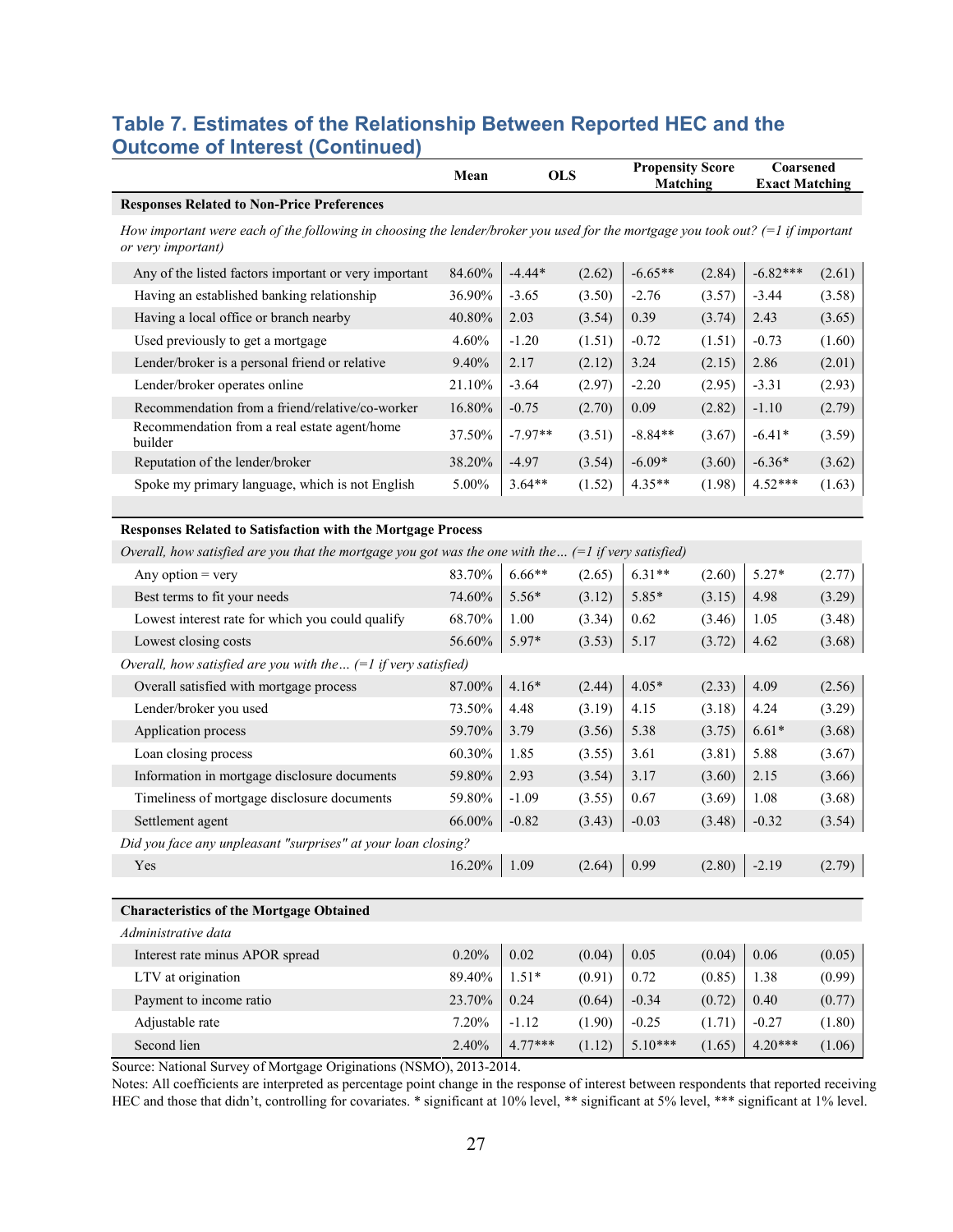## Table 7. Estimates of the Relationship Between Reported HEC and the Outcome of Interest (Continued)

| | Mean | OLS | | Propensity Score Matching | | Coarsened Exact Matching | |
|---|---|---|---|---|---|---|---|
| **Responses Related to Non-Price Preferences** | | | | | | | |
| *How important were each of the following in choosing the lender/broker you used for the mortgage you took out? (=1 if important or very important)* | | | | | | | |
| Any of the listed factors important or very important | 84.60% | -4.44* | (2.62) | -6.65** | (2.84) | -6.82*** | (2.61) |
| Having an established banking relationship | 36.90% | -3.65 | (3.50) | -2.76 | (3.57) | -3.44 | (3.58) |
| Having a local office or branch nearby | 40.80% | 2.03 | (3.54) | 0.39 | (3.74) | 2.43 | (3.65) |
| Used previously to get a mortgage | 4.60% | -1.20 | (1.51) | -0.72 | (1.51) | -0.73 | (1.60) |
| Lender/broker is a personal friend or relative | 9.40% | 2.17 | (2.12) | 3.24 | (2.15) | 2.86 | (2.01) |
| Lender/broker operates online | 21.10% | -3.64 | (2.97) | -2.20 | (2.95) | -3.31 | (2.93) |
| Recommendation from a friend/relative/co-worker | 16.80% | -0.75 | (2.70) | 0.09 | (2.82) | -1.10 | (2.79) |
| Recommendation from a real estate agent/home builder | 37.50% | -7.97** | (3.51) | -8.84** | (3.67) | -6.41* | (3.59) |
| Reputation of the lender/broker | 38.20% | -4.97 | (3.54) | -6.09* | (3.60) | -6.36* | (3.62) |
| Spoke my primary language, which is not English | 5.00% | 3.64** | (1.52) | 4.35** | (1.98) | 4.52*** | (1.63) |
| **Responses Related to Satisfaction with the Mortgage Process** | | | | | | | |
| *Overall, how satisfied are you that the mortgage you got was the one with the… (=1 if very satisfied)* | | | | | | | |
| Any option = very | 83.70% | 6.66** | (2.65) | 6.31** | (2.60) | 5.27* | (2.77) |
| Best terms to fit your needs | 74.60% | 5.56* | (3.12) | 5.85* | (3.15) | 4.98 | (3.29) |
| Lowest interest rate for which you could qualify | 68.70% | 1.00 | (3.34) | 0.62 | (3.46) | 1.05 | (3.48) |
| Lowest closing costs | 56.60% | 5.97* | (3.53) | 5.17 | (3.72) | 4.62 | (3.68) |
| *Overall, how satisfied are you with the… (=1 if very satisfied)* | | | | | | | |
| Overall satisfied with mortgage process | 87.00% | 4.16* | (2.44) | 4.05* | (2.33) | 4.09 | (2.56) |
| Lender/broker you used | 73.50% | 4.48 | (3.19) | 4.15 | (3.18) | 4.24 | (3.29) |
| Application process | 59.70% | 3.79 | (3.56) | 5.38 | (3.75) | 6.61* | (3.68) |
| Loan closing process | 60.30% | 1.85 | (3.55) | 3.61 | (3.81) | 5.88 | (3.67) |
| Information in mortgage disclosure documents | 59.80% | 2.93 | (3.54) | 3.17 | (3.60) | 2.15 | (3.66) |
| Timeliness of mortgage disclosure documents | 59.80% | -1.09 | (3.55) | 0.67 | (3.69) | 1.08 | (3.68) |
| Settlement agent | 66.00% | -0.82 | (3.43) | -0.03 | (3.48) | -0.32 | (3.54) |
| *Did you face any unpleasant "surprises" at your loan closing?* | | | | | | | |
| Yes | 16.20% | 1.09 | (2.64) | 0.99 | (2.80) | -2.19 | (2.79) |
| **Characteristics of the Mortgage Obtained** | | | | | | | |
| *Administrative data* | | | | | | | |
| Interest rate minus APOR spread | 0.20% | 0.02 | (0.04) | 0.05 | (0.04) | 0.06 | (0.05) |
| LTV at origination | 89.40% | 1.51* | (0.91) | 0.72 | (0.85) | 1.38 | (0.99) |
| Payment to income ratio | 23.70% | 0.24 | (0.64) | -0.34 | (0.72) | 0.40 | (0.77) |
| Adjustable rate | 7.20% | -1.12 | (1.90) | -0.25 | (1.71) | -0.27 | (1.80) |
| Second lien | 2.40% | 4.77*** | (1.12) | 5.10*** | (1.65) | 4.20*** | (1.06) |

Source: National Survey of Mortgage Originations (NSMO), 2013-2014.

Notes: All coefficients are interpreted as percentage point change in the response of interest between respondents that reported receiving HEC and those that didn't, controlling for covariates. * significant at 10% level, ** significant at 5% level, *** significant at 1% level.